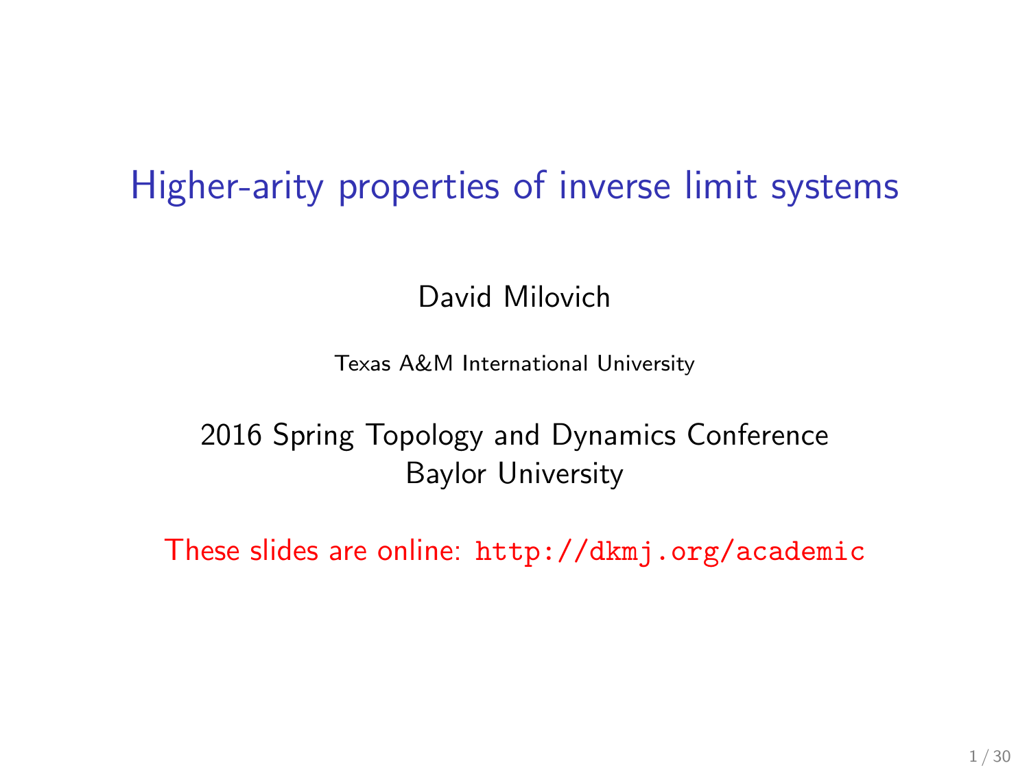# Higher-arity properties of inverse limit systems

David Milovich

Texas A&M International University

2016 Spring Topology and Dynamics Conference
Baylor University

These slides are online: `http://dkmj.org/academic`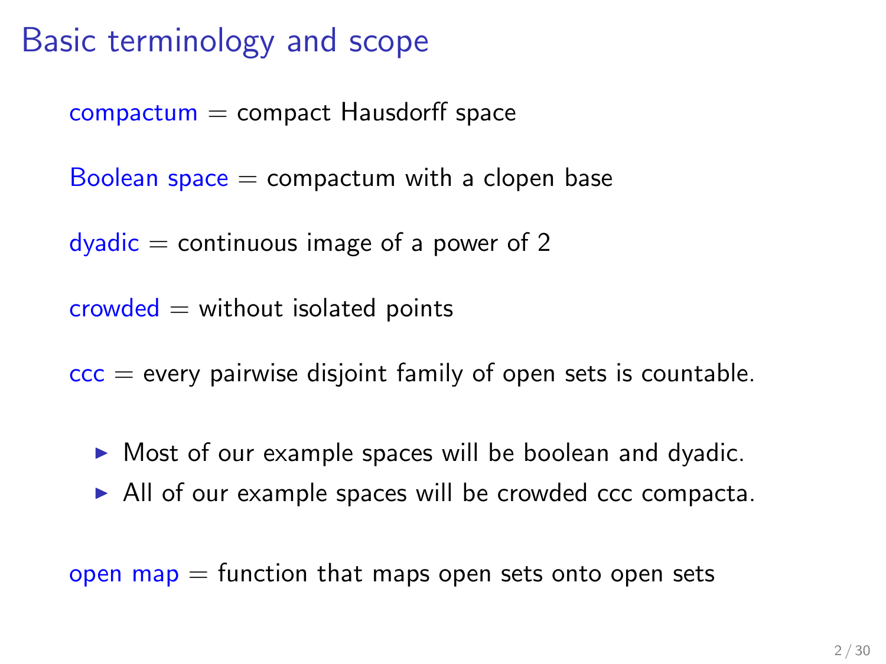# Basic terminology and scope

compactum = compact Hausdorff space

Boolean space = compactum with a clopen base

dyadic = continuous image of a power of 2

crowded = without isolated points

ccc = every pairwise disjoint family of open sets is countable.

- Most of our example spaces will be boolean and dyadic.
- All of our example spaces will be crowded ccc compacta.

open map = function that maps open sets onto open sets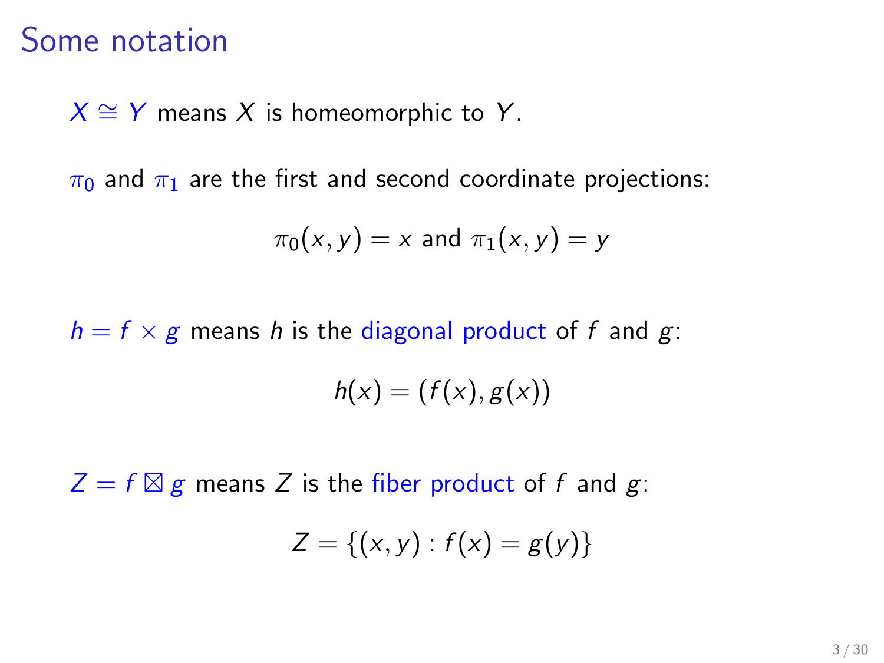# Some notation

$X \cong Y$ means $X$ is homeomorphic to $Y$.

$\pi_0$ and $\pi_1$ are the first and second coordinate projections:

$$\pi_0(x, y) = x \text{ and } \pi_1(x, y) = y$$

$h = f \times g$ means $h$ is the diagonal product of $f$ and $g$:

$$h(x) = (f(x), g(x))$$

$Z = f \boxtimes g$ means $Z$ is the fiber product of $f$ and $g$:

$$Z = \{(x, y) : f(x) = g(y)\}$$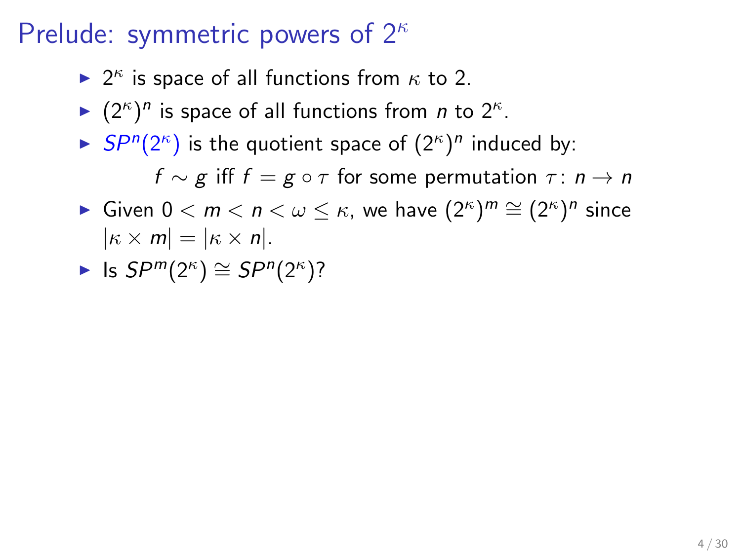# Prelude: symmetric powers of $2^\kappa$

- $2^\kappa$ is space of all functions from $\kappa$ to 2.
- $(2^\kappa)^n$ is space of all functions from $n$ to $2^\kappa$.
- $SP^n(2^\kappa)$ is the quotient space of $(2^\kappa)^n$ induced by:

$$f \sim g \text{ iff } f = g \circ \tau \text{ for some permutation } \tau\colon n \to n$$

- Given $0 < m < n < \omega \leq \kappa$, we have $(2^\kappa)^m \cong (2^\kappa)^n$ since $|\kappa \times m| = |\kappa \times n|$.
- Is $SP^m(2^\kappa) \cong SP^n(2^\kappa)$?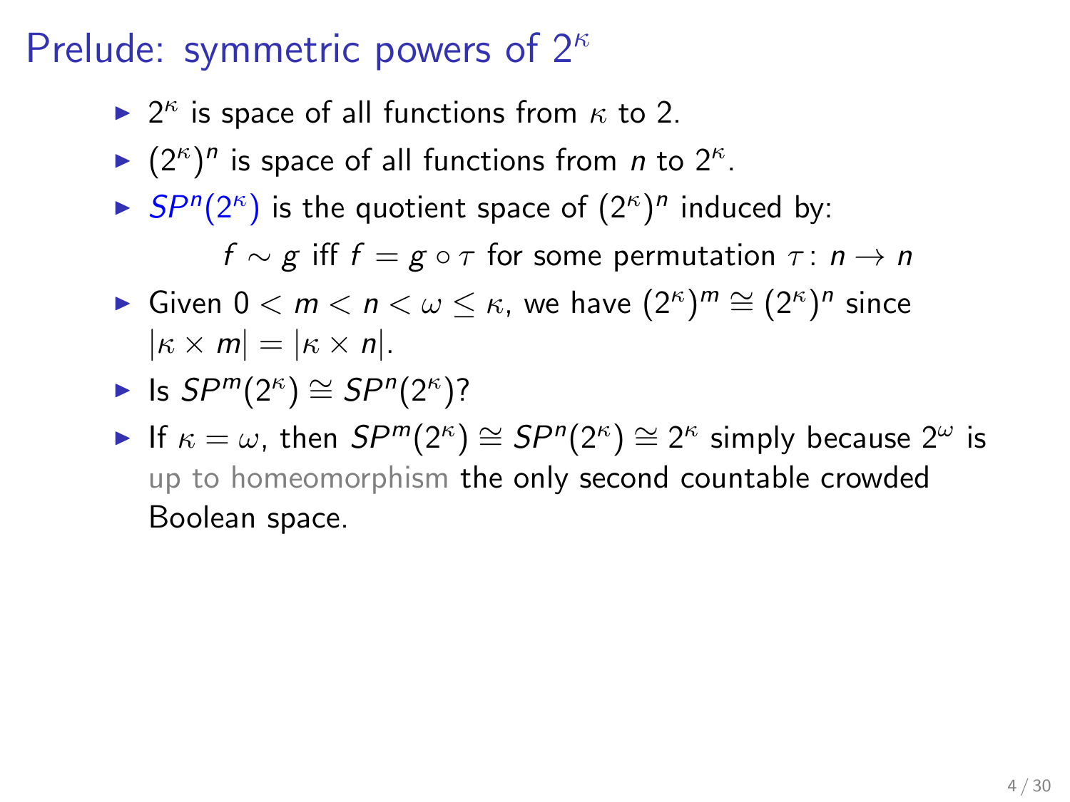# Prelude: symmetric powers of $2^\kappa$

- $2^\kappa$ is space of all functions from $\kappa$ to 2.
- $(2^\kappa)^n$ is space of all functions from $n$ to $2^\kappa$.
- $SP^n(2^\kappa)$ is the quotient space of $(2^\kappa)^n$ induced by:

  $$f \sim g \text{ iff } f = g \circ \tau \text{ for some permutation } \tau \colon n \to n$$

- Given $0 < m < n < \omega \leq \kappa$, we have $(2^\kappa)^m \cong (2^\kappa)^n$ since $|\kappa \times m| = |\kappa \times n|$.
- Is $SP^m(2^\kappa) \cong SP^n(2^\kappa)$?
- If $\kappa = \omega$, then $SP^m(2^\kappa) \cong SP^n(2^\kappa) \cong 2^\kappa$ simply because $2^\omega$ is up to homeomorphism the only second countable crowded Boolean space.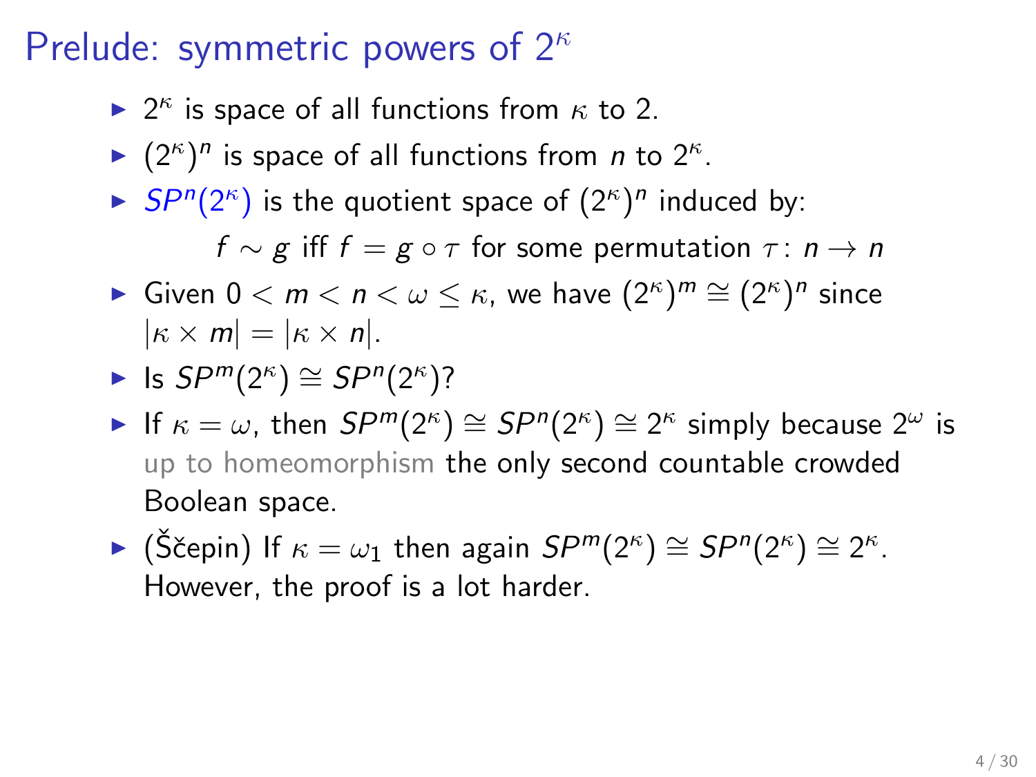# Prelude: symmetric powers of $2^\kappa$

- $2^\kappa$ is space of all functions from $\kappa$ to 2.
- $(2^\kappa)^n$ is space of all functions from $n$ to $2^\kappa$.
- $SP^n(2^\kappa)$ is the quotient space of $(2^\kappa)^n$ induced by:

  $f \sim g$ iff $f = g \circ \tau$ for some permutation $\tau \colon n \to n$
- Given $0 < m < n < \omega \leq \kappa$, we have $(2^\kappa)^m \cong (2^\kappa)^n$ since $|\kappa \times m| = |\kappa \times n|$.
- Is $SP^m(2^\kappa) \cong SP^n(2^\kappa)$?
- If $\kappa = \omega$, then $SP^m(2^\kappa) \cong SP^n(2^\kappa) \cong 2^\kappa$ simply because $2^\omega$ is up to homeomorphism the only second countable crowded Boolean space.
- (Ščepin) If $\kappa = \omega_1$ then again $SP^m(2^\kappa) \cong SP^n(2^\kappa) \cong 2^\kappa$. However, the proof is a lot harder.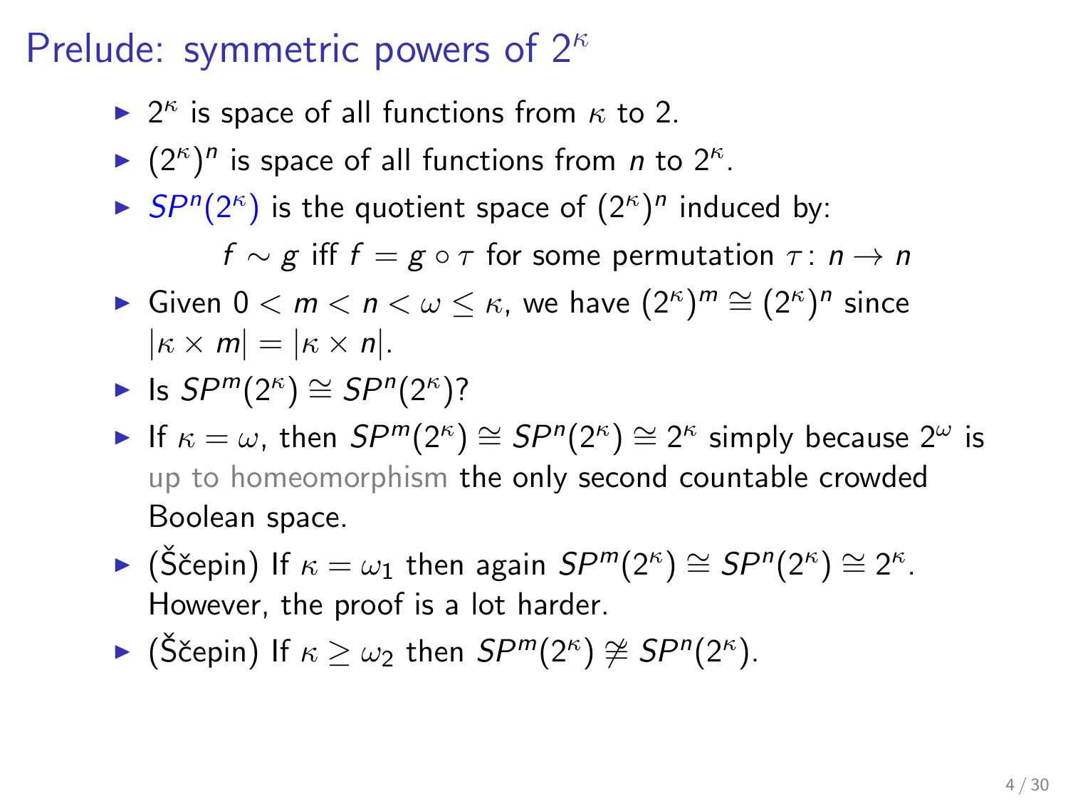# Prelude: symmetric powers of $2^\kappa$

- $2^\kappa$ is space of all functions from $\kappa$ to 2.
- $(2^\kappa)^n$ is space of all functions from $n$ to $2^\kappa$.
- $SP^n(2^\kappa)$ is the quotient space of $(2^\kappa)^n$ induced by:

  $$f \sim g \text{ iff } f = g \circ \tau \text{ for some permutation } \tau \colon n \to n$$

- Given $0 < m < n < \omega \leq \kappa$, we have $(2^\kappa)^m \cong (2^\kappa)^n$ since $|\kappa \times m| = |\kappa \times n|$.
- Is $SP^m(2^\kappa) \cong SP^n(2^\kappa)$?
- If $\kappa = \omega$, then $SP^m(2^\kappa) \cong SP^n(2^\kappa) \cong 2^\kappa$ simply because $2^\omega$ is up to homeomorphism the only second countable crowded Boolean space.
- (Ščepin) If $\kappa = \omega_1$ then again $SP^m(2^\kappa) \cong SP^n(2^\kappa) \cong 2^\kappa$. However, the proof is a lot harder.
- (Ščepin) If $\kappa \geq \omega_2$ then $SP^m(2^\kappa) \not\cong SP^n(2^\kappa)$.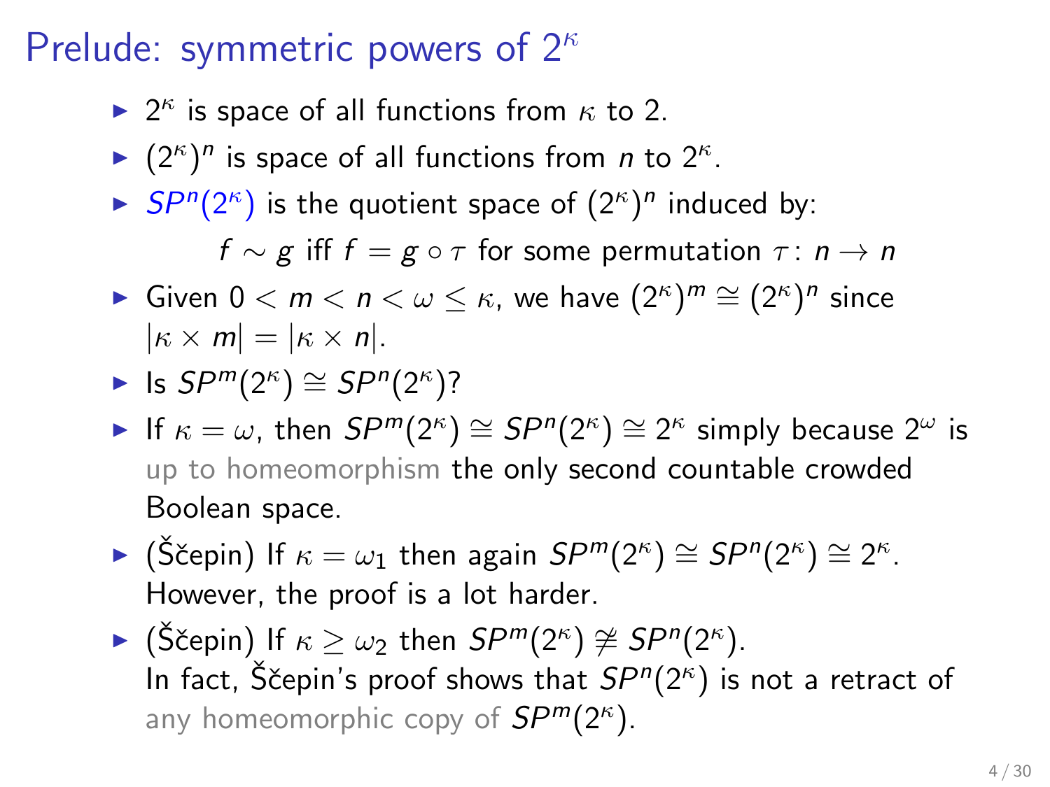# Prelude: symmetric powers of $2^\kappa$

- $2^\kappa$ is space of all functions from $\kappa$ to 2.
- $(2^\kappa)^n$ is space of all functions from $n$ to $2^\kappa$.
- $SP^n(2^\kappa)$ is the quotient space of $(2^\kappa)^n$ induced by:

  $$f \sim g \text{ iff } f = g \circ \tau \text{ for some permutation } \tau \colon n \to n$$

- Given $0 < m < n < \omega \leq \kappa$, we have $(2^\kappa)^m \cong (2^\kappa)^n$ since $|\kappa \times m| = |\kappa \times n|$.
- Is $SP^m(2^\kappa) \cong SP^n(2^\kappa)$?
- If $\kappa = \omega$, then $SP^m(2^\kappa) \cong SP^n(2^\kappa) \cong 2^\kappa$ simply because $2^\omega$ is up to homeomorphism the only second countable crowded Boolean space.
- (Ščepin) If $\kappa = \omega_1$ then again $SP^m(2^\kappa) \cong SP^n(2^\kappa) \cong 2^\kappa$. However, the proof is a lot harder.
- (Ščepin) If $\kappa \geq \omega_2$ then $SP^m(2^\kappa) \ncong SP^n(2^\kappa)$.
  In fact, Ščepin's proof shows that $SP^n(2^\kappa)$ is not a retract of any homeomorphic copy of $SP^m(2^\kappa)$.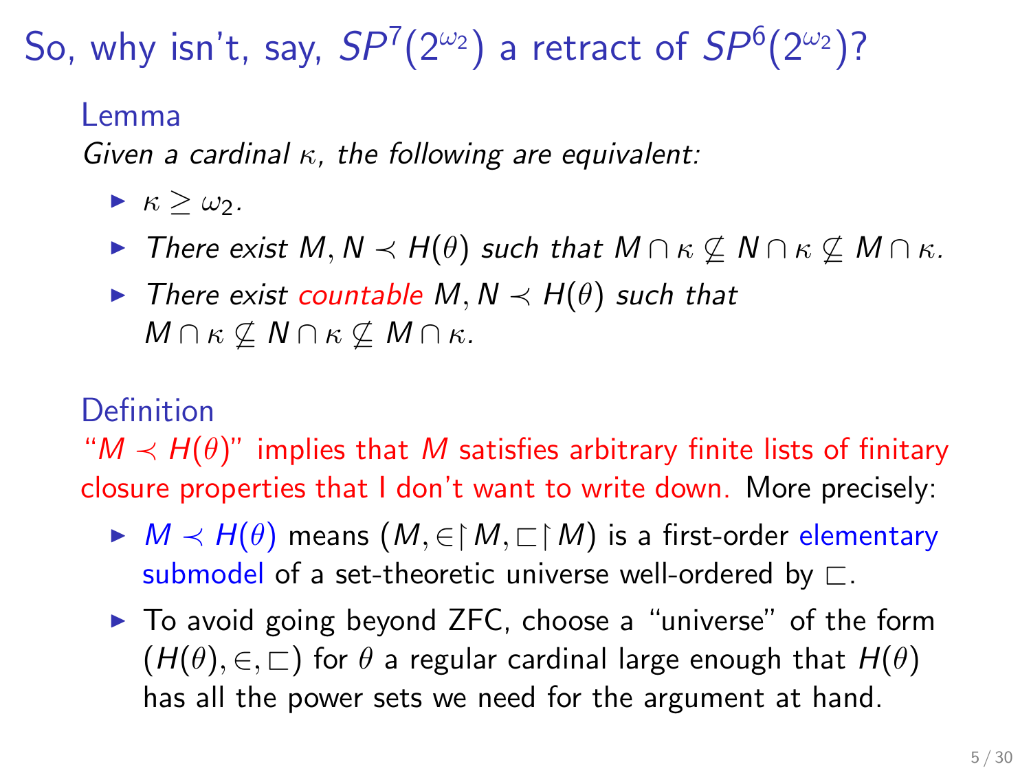# So, why isn't, say, $SP^7(2^{\omega_2})$ a retract of $SP^6(2^{\omega_2})$?

### Lemma

*Given a cardinal $\kappa$, the following are equivalent:*

- $\kappa \geq \omega_2$.
- *There exist $M, N \prec H(\theta)$ such that $M \cap \kappa \not\subseteq N \cap \kappa \not\subseteq M \cap \kappa$.*
- *There exist countable $M, N \prec H(\theta)$ such that $M \cap \kappa \not\subseteq N \cap \kappa \not\subseteq M \cap \kappa$.*

### Definition

"$M \prec H(\theta)$" implies that $M$ satisfies arbitrary finite lists of finitary closure properties that I don't want to write down. More precisely:

- $M \prec H(\theta)$ means $(M, \in\restriction M, \sqsubset\restriction M)$ is a first-order elementary submodel of a set-theoretic universe well-ordered by $\sqsubset$.
- To avoid going beyond ZFC, choose a "universe" of the form $(H(\theta), \in, \sqsubset)$ for $\theta$ a regular cardinal large enough that $H(\theta)$ has all the power sets we need for the argument at hand.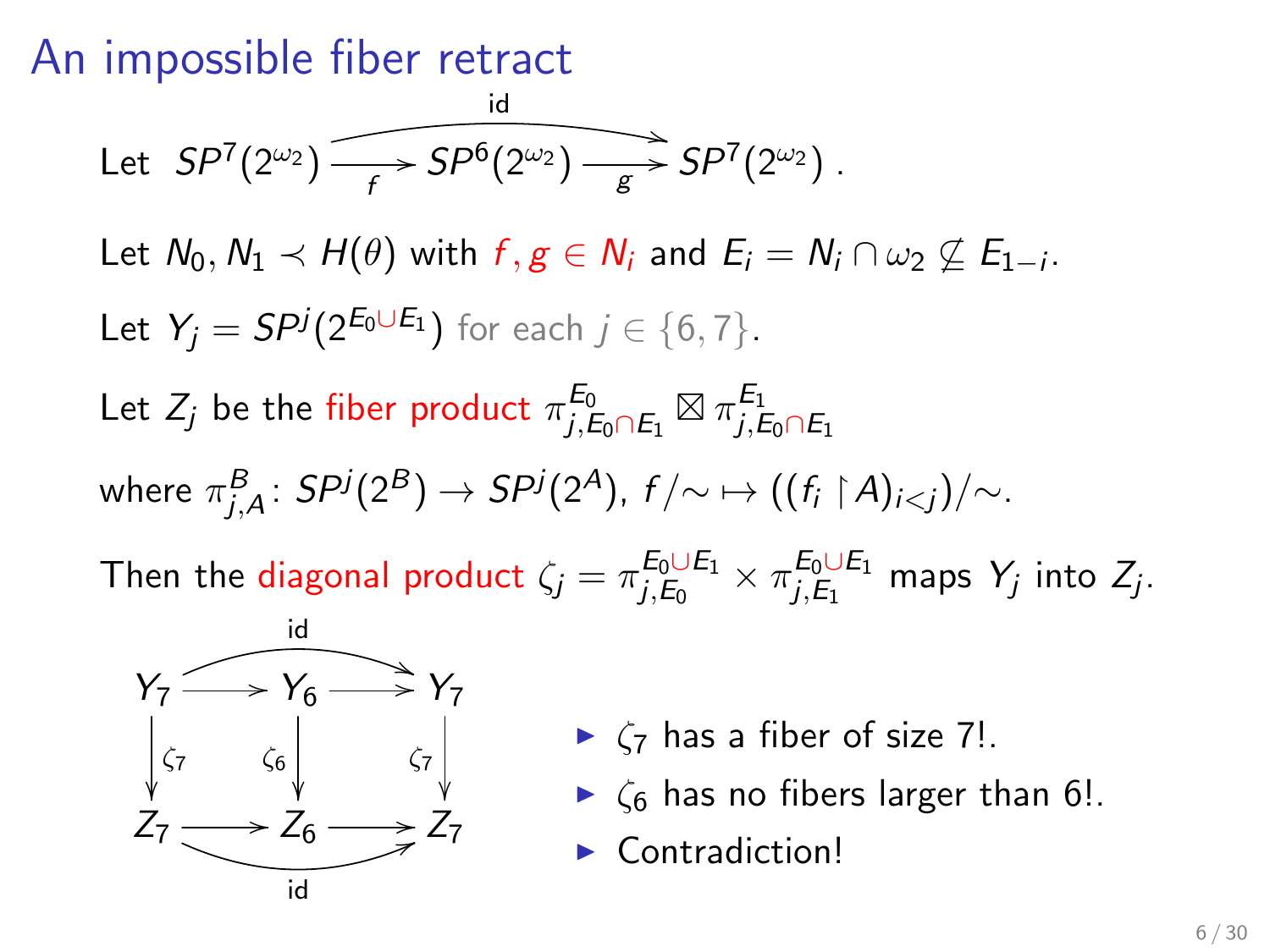# An impossible fiber retract

Let $SP^7(2^{\omega_2}) \xrightarrow{f} SP^6(2^{\omega_2}) \xrightarrow{g} SP^7(2^{\omega_2})$, with $g \circ f = \mathrm{id}$.

Let $N_0, N_1 \prec H(\theta)$ with $f, g \in N_i$ and $E_i = N_i \cap \omega_2 \not\subseteq E_{1-i}$.

Let $Y_j = SP^j(2^{E_0 \cup E_1})$ for each $j \in \{6, 7\}$.

Let $Z_j$ be the fiber product $\pi^{E_0}_{j, E_0 \cap E_1} \boxtimes \pi^{E_1}_{j, E_0 \cap E_1}$

where $\pi^B_{j,A} \colon SP^j(2^B) \to SP^j(2^A)$, $f/{\sim} \mapsto ((f_i \restriction A)_{i<j})/{\sim}$.

Then the diagonal product $\zeta_j = \pi^{E_0 \cup E_1}_{j, E_0} \times \pi^{E_0 \cup E_1}_{j, E_1}$ maps $Y_j$ into $Z_j$.

$$
\begin{array}{ccccc}
Y_7 & \longrightarrow & Y_6 & \longrightarrow & Y_7 \\
\downarrow \zeta_7 & & \downarrow \zeta_6 & & \downarrow \zeta_7 \\
Z_7 & \longrightarrow & Z_6 & \longrightarrow & Z_7
\end{array}
$$

(with the composites $Y_7 \to Y_7$ and $Z_7 \to Z_7$ both equal to $\mathrm{id}$)

- $\zeta_7$ has a fiber of size $7!$.
- $\zeta_6$ has no fibers larger than $6!$.
- Contradiction!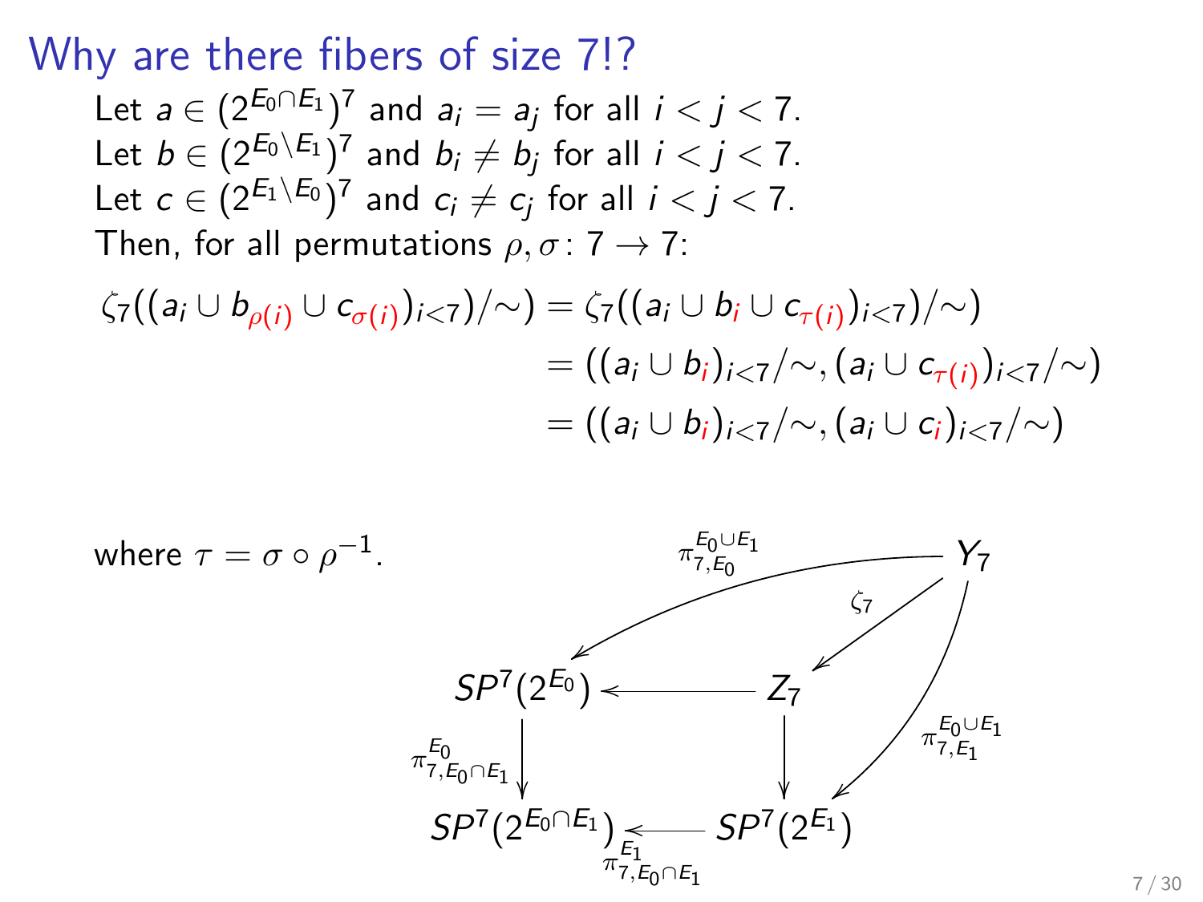# Why are there fibers of size 7!?

Let $a \in (2^{E_0 \cap E_1})^7$ and $a_i = a_j$ for all $i < j < 7$.
Let $b \in (2^{E_0 \setminus E_1})^7$ and $b_i \neq b_j$ for all $i < j < 7$.
Let $c \in (2^{E_1 \setminus E_0})^7$ and $c_i \neq c_j$ for all $i < j < 7$.
Then, for all permutations $\rho, \sigma \colon 7 \to 7$:

$$
\begin{aligned}
\zeta_7((a_i \cup b_{\rho(i)} \cup c_{\sigma(i)})_{i<7}/\sim) &= \zeta_7((a_i \cup b_i \cup c_{\tau(i)})_{i<7}/\sim) \\
&= ((a_i \cup b_i)_{i<7}/\sim, (a_i \cup c_{\tau(i)})_{i<7}/\sim) \\
&= ((a_i \cup b_i)_{i<7}/\sim, (a_i \cup c_i)_{i<7}/\sim)
\end{aligned}
$$

where $\tau = \sigma \circ \rho^{-1}$.

$$
\begin{array}{ccc}
 & & Y_7 \\
 & \swarrow^{\pi^{E_0 \cup E_1}_{7,E_0}} \quad \swarrow^{\zeta_7} & \downarrow^{\pi^{E_0 \cup E_1}_{7,E_1}} \\
SP^7(2^{E_0}) & \longleftarrow Z_7 & \\
\downarrow^{\pi^{E_0}_{7,E_0 \cap E_1}} & \downarrow & \\
SP^7(2^{E_0 \cap E_1}) & \xleftarrow{\pi^{E_1}_{7,E_0 \cap E_1}} SP^7(2^{E_1}) &
\end{array}
$$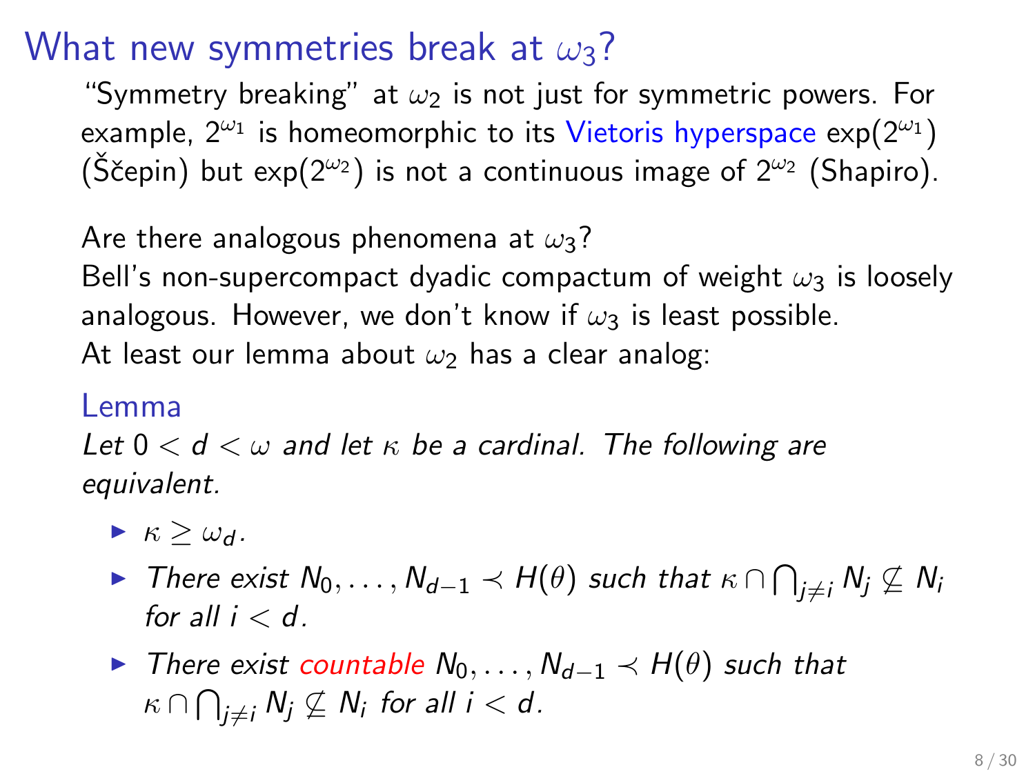# What new symmetries break at $\omega_3$?

"Symmetry breaking" at $\omega_2$ is not just for symmetric powers. For example, $2^{\omega_1}$ is homeomorphic to its Vietoris hyperspace $\exp(2^{\omega_1})$ (Ščepin) but $\exp(2^{\omega_2})$ is not a continuous image of $2^{\omega_2}$ (Shapiro).

Are there analogous phenomena at $\omega_3$?
Bell's non-supercompact dyadic compactum of weight $\omega_3$ is loosely analogous. However, we don't know if $\omega_3$ is least possible.
At least our lemma about $\omega_2$ has a clear analog:

### Lemma

*Let $0 < d < \omega$ and let $\kappa$ be a cardinal. The following are equivalent.*

- $\kappa \geq \omega_d$.
- *There exist $N_0, \ldots, N_{d-1} \prec H(\theta)$ such that $\kappa \cap \bigcap_{j \neq i} N_j \not\subseteq N_i$ for all $i < d$.*
- *There exist countable $N_0, \ldots, N_{d-1} \prec H(\theta)$ such that $\kappa \cap \bigcap_{j \neq i} N_j \not\subseteq N_i$ for all $i < d$.*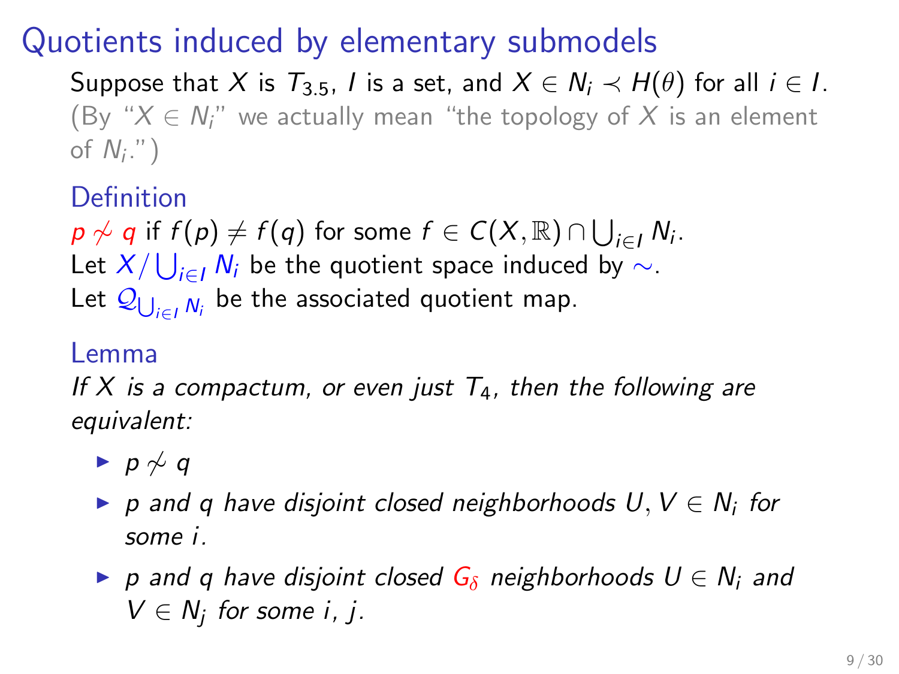# Quotients induced by elementary submodels

Suppose that $X$ is $T_{3.5}$, $I$ is a set, and $X \in N_i \prec H(\theta)$ for all $i \in I$. (By "$X \in N_i$" we actually mean "the topology of $X$ is an element of $N_i$.")

### Definition

$p \not\sim q$ if $f(p) \neq f(q)$ for some $f \in C(X, \mathbb{R}) \cap \bigcup_{i \in I} N_i$.
Let $X / \bigcup_{i \in I} N_i$ be the quotient space induced by $\sim$.
Let $\mathcal{Q}_{\bigcup_{i \in I} N_i}$ be the associated quotient map.

### Lemma

*If $X$ is a compactum, or even just $T_4$, then the following are equivalent:*

- $p \not\sim q$
- *$p$ and $q$ have disjoint closed neighborhoods $U, V \in N_i$ for some $i$.*
- *$p$ and $q$ have disjoint closed $G_\delta$ neighborhoods $U \in N_i$ and $V \in N_j$ for some $i$, $j$.*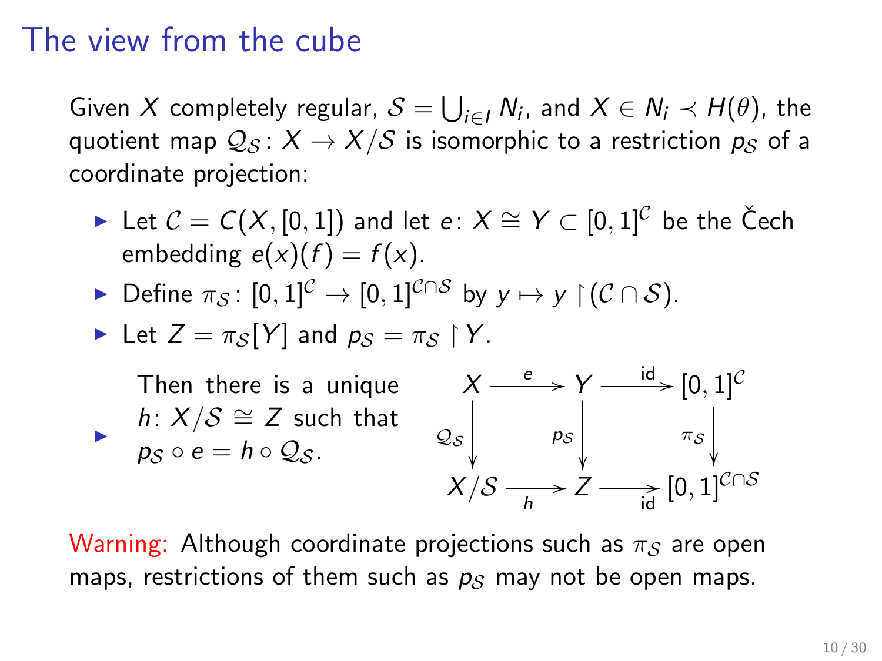# The view from the cube

Given $X$ completely regular, $\mathcal{S} = \bigcup_{i \in I} N_i$, and $X \in N_i \prec H(\theta)$, the quotient map $\mathcal{Q}_\mathcal{S} \colon X \to X/\mathcal{S}$ is isomorphic to a restriction $p_\mathcal{S}$ of a coordinate projection:

- Let $\mathcal{C} = C(X, [0,1])$ and let $e \colon X \cong Y \subset [0,1]^\mathcal{C}$ be the Čech embedding $e(x)(f) = f(x)$.
- Define $\pi_\mathcal{S} \colon [0,1]^\mathcal{C} \to [0,1]^{\mathcal{C} \cap \mathcal{S}}$ by $y \mapsto y \restriction (\mathcal{C} \cap \mathcal{S})$.
- Let $Z = \pi_\mathcal{S}[Y]$ and $p_\mathcal{S} = \pi_\mathcal{S} \restriction Y$.
- Then there is a unique $h \colon X/\mathcal{S} \cong Z$ such that $p_\mathcal{S} \circ e = h \circ \mathcal{Q}_\mathcal{S}$.

$$
\begin{array}{ccccc}
X & \xrightarrow{\ e\ } & Y & \xrightarrow{\ \mathrm{id}\ } & [0,1]^\mathcal{C} \\
\downarrow{\scriptstyle \mathcal{Q}_\mathcal{S}} & & \downarrow{\scriptstyle p_\mathcal{S}} & & \downarrow{\scriptstyle \pi_\mathcal{S}} \\
X/\mathcal{S} & \xrightarrow[\ h\ ]{} & Z & \xrightarrow[\ \mathrm{id}\ ]{} & [0,1]^{\mathcal{C} \cap \mathcal{S}}
\end{array}
$$

Warning: Although coordinate projections such as $\pi_\mathcal{S}$ are open maps, restrictions of them such as $p_\mathcal{S}$ may not be open maps.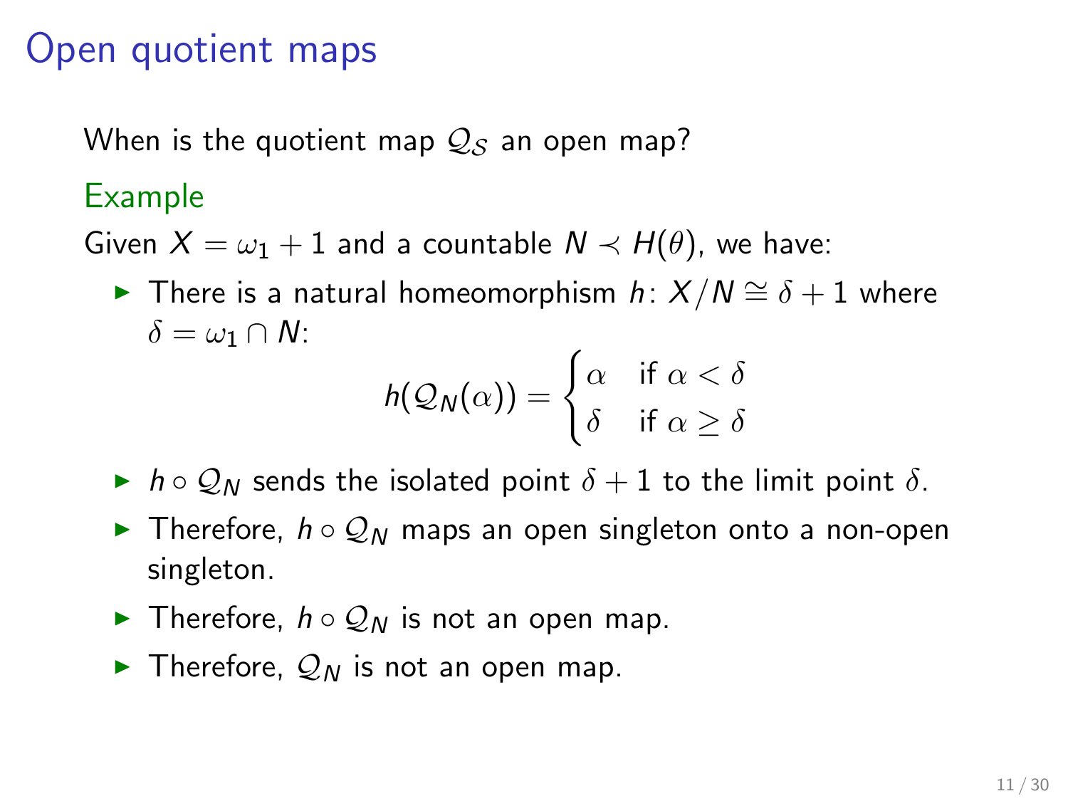# Open quotient maps

When is the quotient map $\mathcal{Q}_\mathcal{S}$ an open map?

## Example

Given $X = \omega_1 + 1$ and a countable $N \prec H(\theta)$, we have:

- There is a natural homeomorphism $h \colon X/N \cong \delta + 1$ where $\delta = \omega_1 \cap N$:

$$h(\mathcal{Q}_N(\alpha)) = \begin{cases} \alpha & \text{if } \alpha < \delta \\ \delta & \text{if } \alpha \geq \delta \end{cases}$$

- $h \circ \mathcal{Q}_N$ sends the isolated point $\delta + 1$ to the limit point $\delta$.
- Therefore, $h \circ \mathcal{Q}_N$ maps an open singleton onto a non-open singleton.
- Therefore, $h \circ \mathcal{Q}_N$ is not an open map.
- Therefore, $\mathcal{Q}_N$ is not an open map.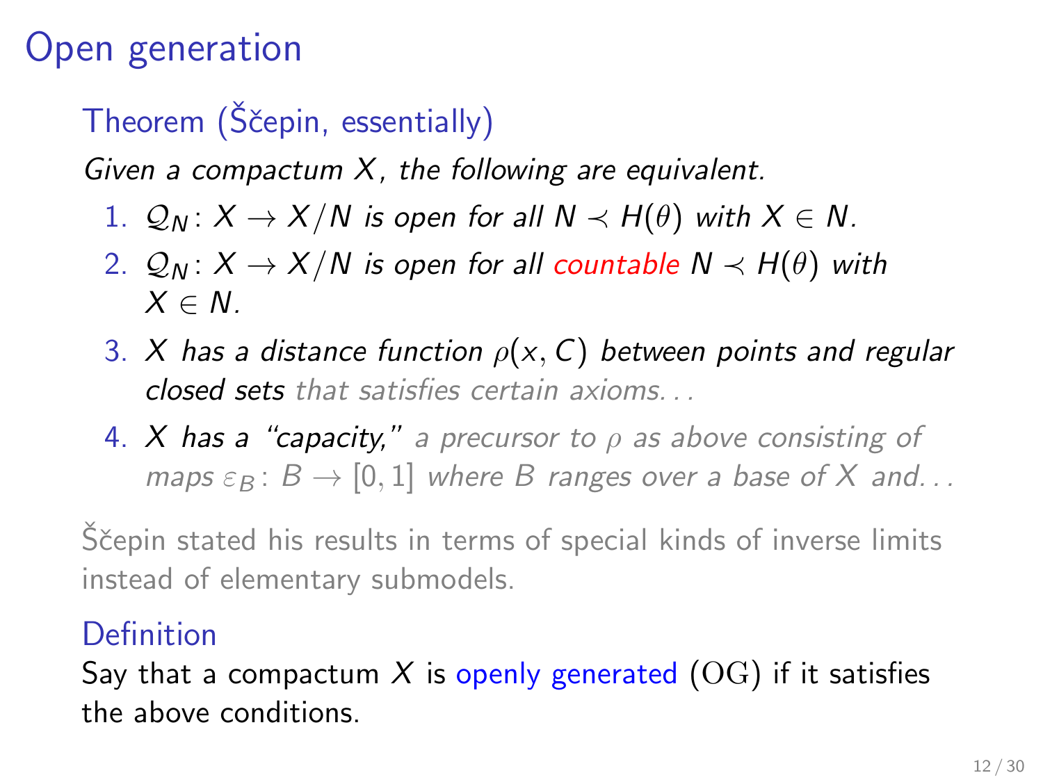# Open generation

**Theorem (Ščepin, essentially)**

*Given a compactum $X$, the following are equivalent.*

1. $\mathcal{Q}_N \colon X \to X/N$ *is open for all* $N \prec H(\theta)$ *with* $X \in N$.
2. $\mathcal{Q}_N \colon X \to X/N$ *is open for all countable* $N \prec H(\theta)$ *with* $X \in N$.
3. *$X$ has a distance function* $\rho(x, C)$ *between points and regular closed sets that satisfies certain axioms...*
4. *$X$ has a "capacity," a precursor to* $\rho$ *as above consisting of maps* $\varepsilon_B \colon B \to [0,1]$ *where* $B$ *ranges over a base of* $X$ *and...*

Ščepin stated his results in terms of special kinds of inverse limits instead of elementary submodels.

**Definition**

Say that a compactum $X$ is openly generated $(\mathrm{OG})$ if it satisfies the above conditions.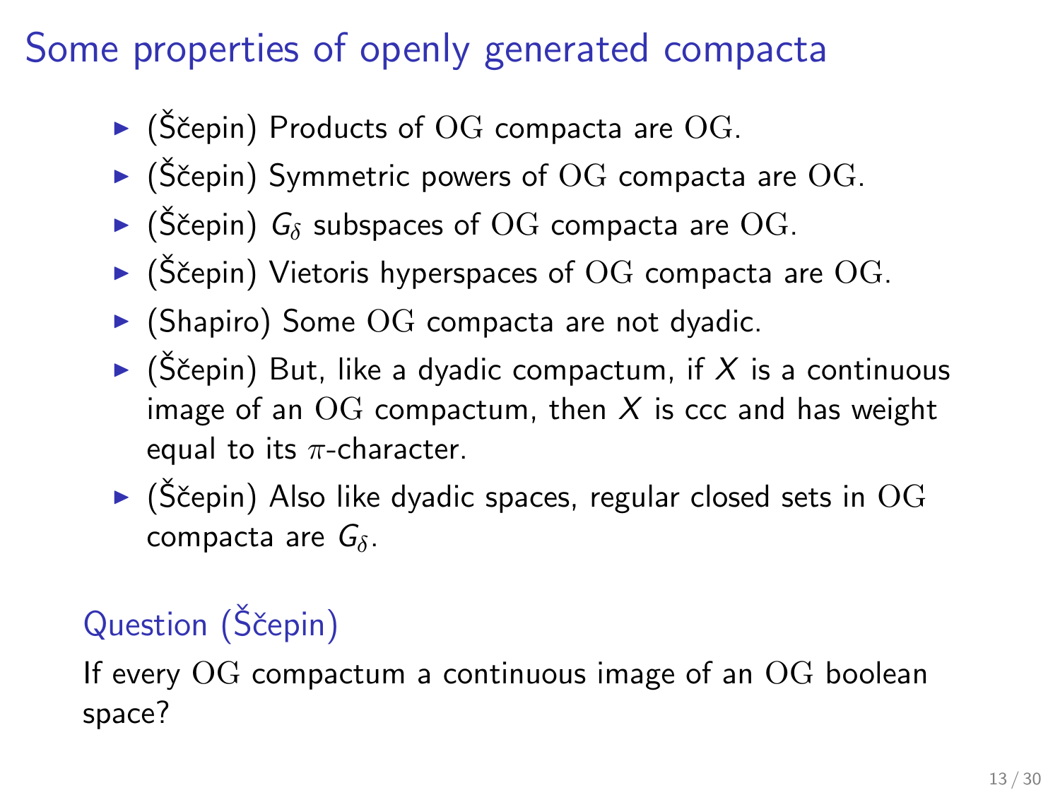# Some properties of openly generated compacta

- (Ščepin) Products of $\mathrm{OG}$ compacta are $\mathrm{OG}$.
- (Ščepin) Symmetric powers of $\mathrm{OG}$ compacta are $\mathrm{OG}$.
- (Ščepin) $G_\delta$ subspaces of $\mathrm{OG}$ compacta are $\mathrm{OG}$.
- (Ščepin) Vietoris hyperspaces of $\mathrm{OG}$ compacta are $\mathrm{OG}$.
- (Shapiro) Some $\mathrm{OG}$ compacta are not dyadic.
- (Ščepin) But, like a dyadic compactum, if $X$ is a continuous image of an $\mathrm{OG}$ compactum, then $X$ is ccc and has weight equal to its $\pi$-character.
- (Ščepin) Also like dyadic spaces, regular closed sets in $\mathrm{OG}$ compacta are $G_\delta$.

## Question (Ščepin)

If every $\mathrm{OG}$ compactum a continuous image of an $\mathrm{OG}$ boolean space?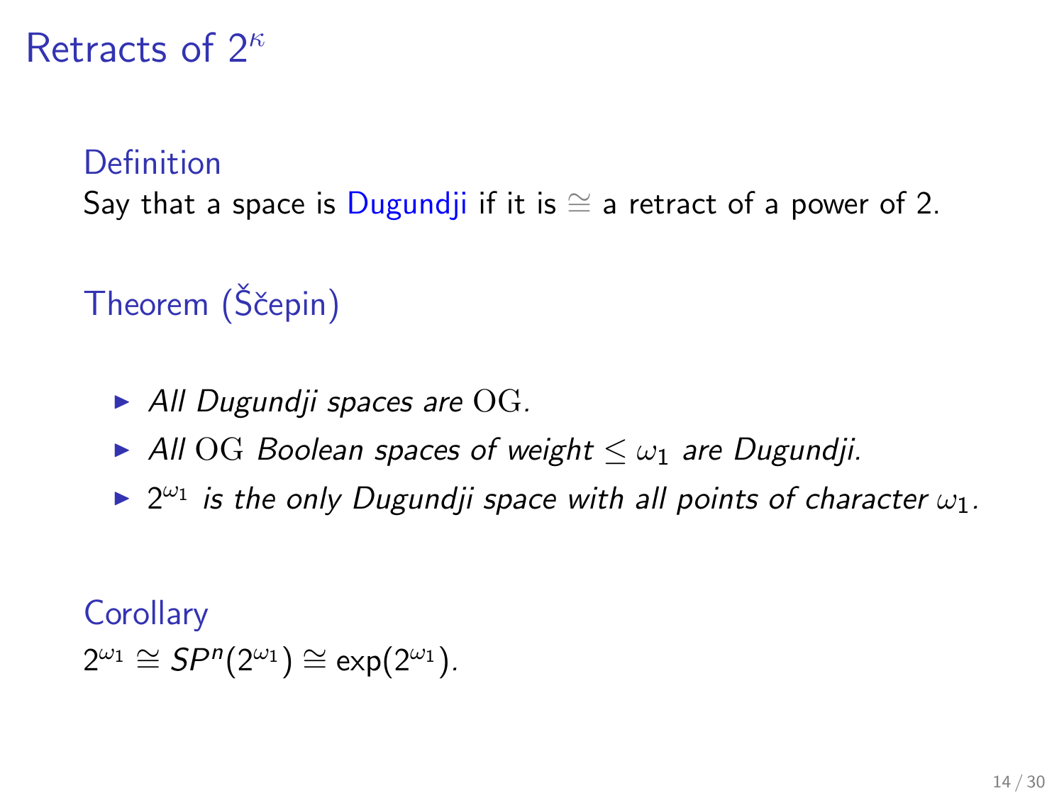# Retracts of $2^\kappa$

**Definition**

Say that a space is Dugundji if it is $\cong$ a retract of a power of 2.

**Theorem (Ščepin)**

- *All Dugundji spaces are* $\mathrm{OG}$.
- *All* $\mathrm{OG}$ *Boolean spaces of weight* $\leq \omega_1$ *are Dugundji.*
- $2^{\omega_1}$ *is the only Dugundji space with all points of character* $\omega_1$.

**Corollary**

$2^{\omega_1} \cong SP^n(2^{\omega_1}) \cong \exp(2^{\omega_1})$.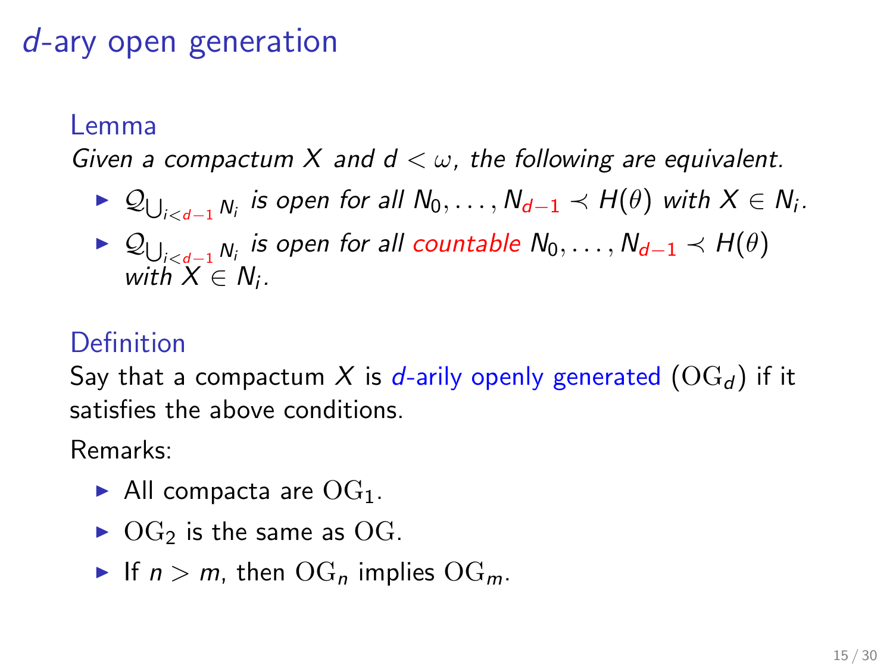# $d$-ary open generation

### Lemma

*Given a compactum $X$ and $d < \omega$, the following are equivalent.*

- $\mathcal{Q}_{\bigcup_{i<d-1} N_i}$ *is open for all $N_0, \ldots, N_{d-1} \prec H(\theta)$ with $X \in N_i$.*
- $\mathcal{Q}_{\bigcup_{i<d-1} N_i}$ *is open for all countable $N_0, \ldots, N_{d-1} \prec H(\theta)$ with $X \in N_i$.*

### Definition

Say that a compactum $X$ is $d$-arily openly generated ($\mathrm{OG}_d$) if it satisfies the above conditions.

Remarks:

- All compacta are $\mathrm{OG}_1$.
- $\mathrm{OG}_2$ is the same as $\mathrm{OG}$.
- If $n > m$, then $\mathrm{OG}_n$ implies $\mathrm{OG}_m$.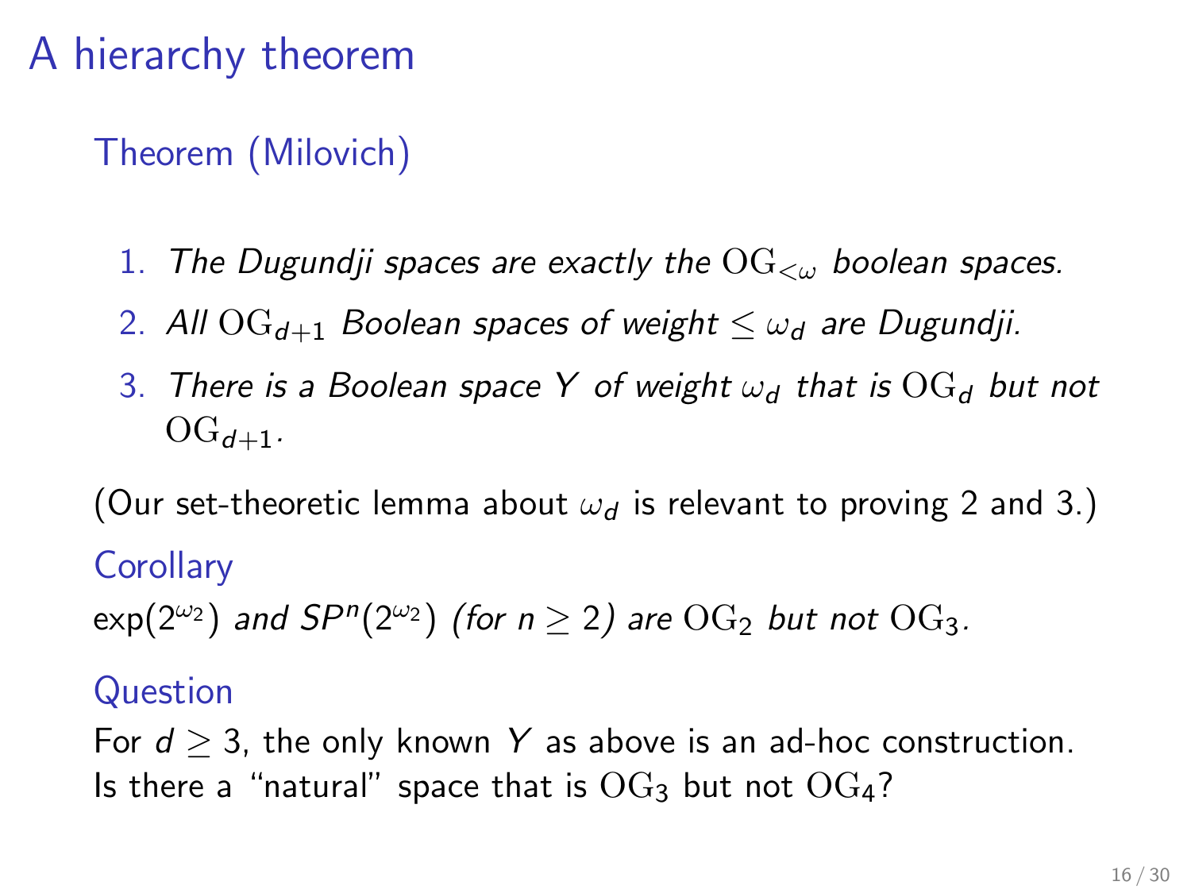# A hierarchy theorem

### Theorem (Milovich)

1. *The Dugundji spaces are exactly the $\mathrm{OG}_{<\omega}$ boolean spaces.*
2. *All $\mathrm{OG}_{d+1}$ Boolean spaces of weight $\leq \omega_d$ are Dugundji.*
3. *There is a Boolean space $Y$ of weight $\omega_d$ that is $\mathrm{OG}_d$ but not $\mathrm{OG}_{d+1}$.*

(Our set-theoretic lemma about $\omega_d$ is relevant to proving 2 and 3.)

### Corollary

$\exp(2^{\omega_2})$ *and* $SP^n(2^{\omega_2})$ *(for $n \geq 2$) are $\mathrm{OG}_2$ but not $\mathrm{OG}_3$.*

### Question

For $d \geq 3$, the only known $Y$ as above is an ad-hoc construction. Is there a "natural" space that is $\mathrm{OG}_3$ but not $\mathrm{OG}_4$?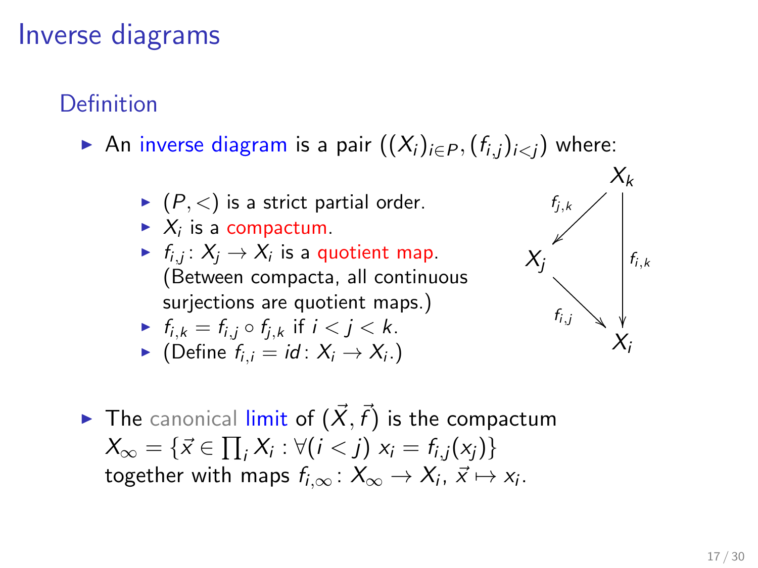# Inverse diagrams

## Definition

- An inverse diagram is a pair $((X_i)_{i \in P}, (f_{i,j})_{i<j})$ where:
  - $(P, <)$ is a strict partial order.
  - $X_i$ is a compactum.
  - $f_{i,j} \colon X_j \to X_i$ is a quotient map. (Between compacta, all continuous surjections are quotient maps.)
  - $f_{i,k} = f_{i,j} \circ f_{j,k}$ if $i < j < k$.
  - (Define $f_{i,i} = id \colon X_i \to X_i$.)

- The canonical limit of $(\vec{X}, \vec{f})$ is the compactum $X_\infty = \{\vec{x} \in \prod_i X_i : \forall (i < j)\ x_i = f_{i,j}(x_j)\}$ together with maps $f_{i,\infty} \colon X_\infty \to X_i$, $\vec{x} \mapsto x_i$.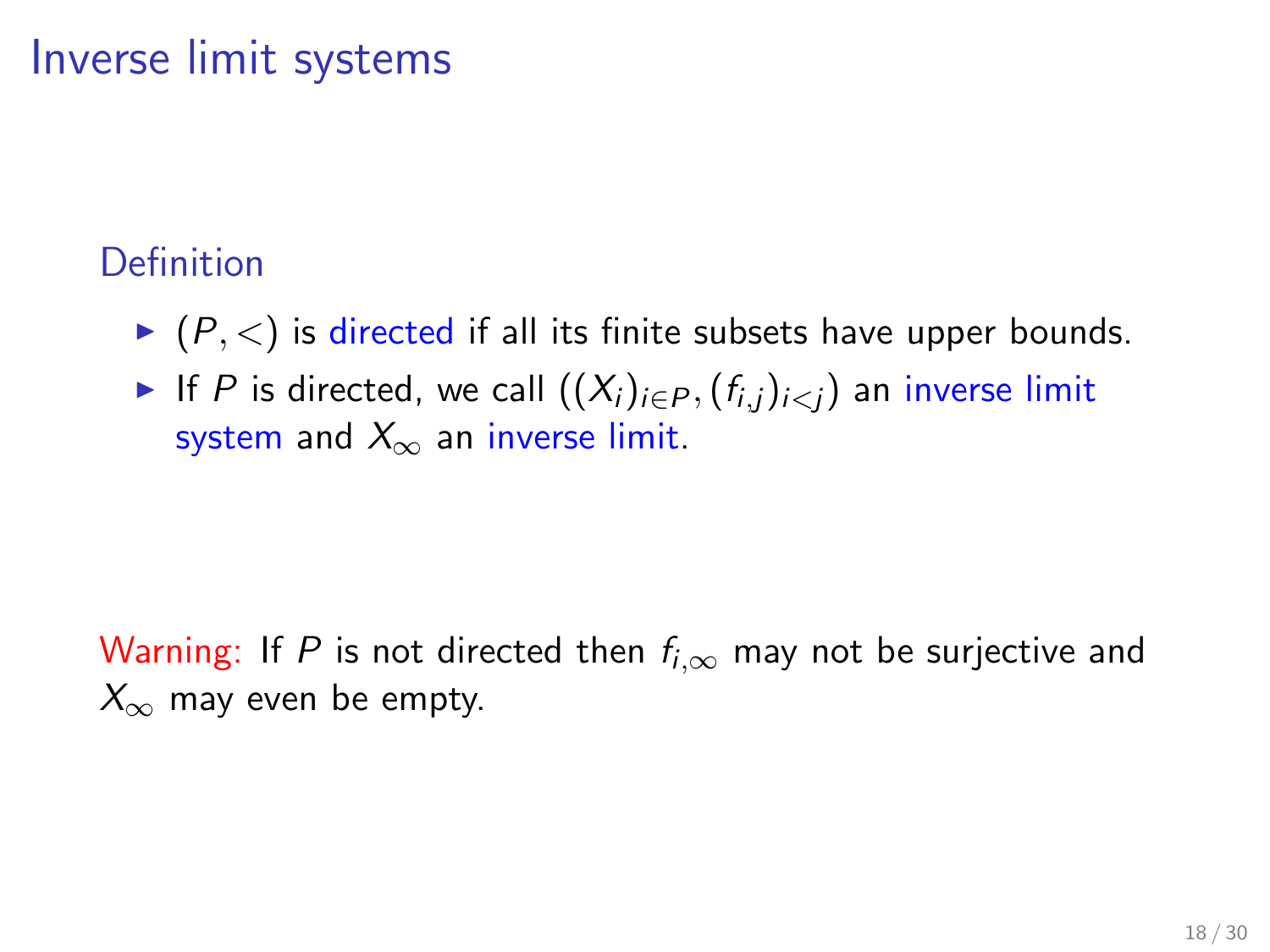# Inverse limit systems

### Definition

- $(P, <)$ is directed if all its finite subsets have upper bounds.
- If $P$ is directed, we call $((X_i)_{i \in P}, (f_{i,j})_{i<j})$ an inverse limit system and $X_\infty$ an inverse limit.

Warning: If $P$ is not directed then $f_{i,\infty}$ may not be surjective and $X_\infty$ may even be empty.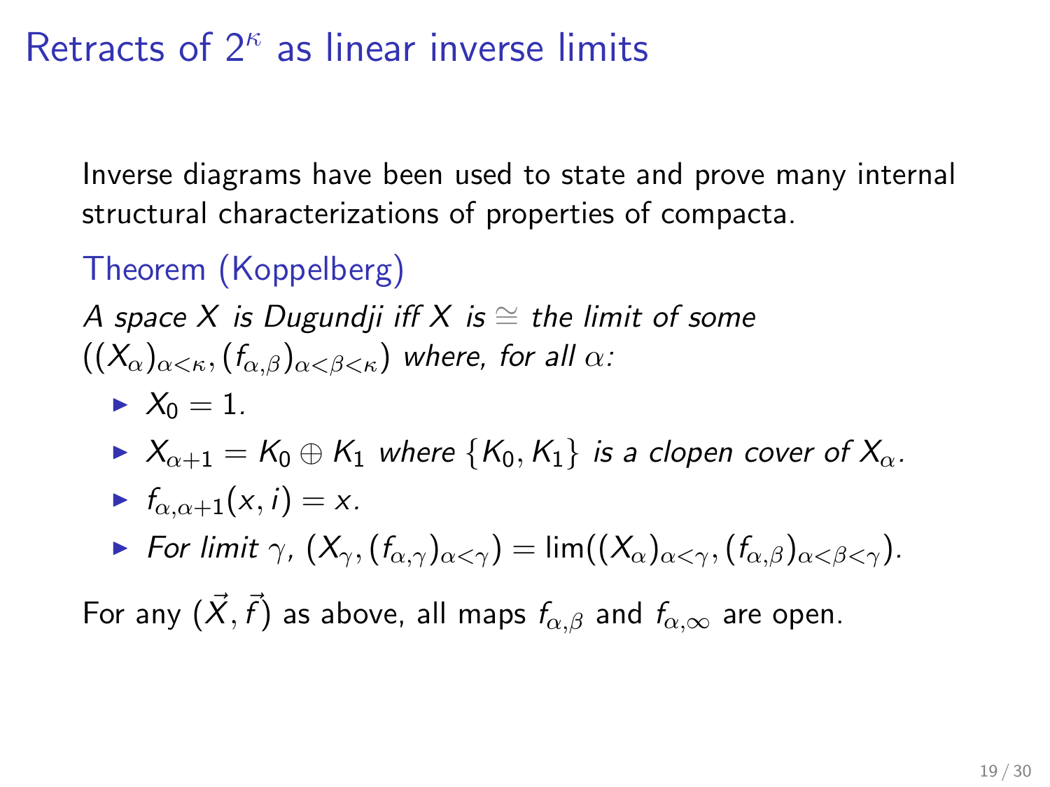# Retracts of $2^\kappa$ as linear inverse limits

Inverse diagrams have been used to state and prove many internal structural characterizations of properties of compacta.

**Theorem (Koppelberg)**

*A space $X$ is Dugundji iff $X$ is $\cong$ the limit of some $((X_\alpha)_{\alpha<\kappa}, (f_{\alpha,\beta})_{\alpha<\beta<\kappa})$ where, for all $\alpha$:*

- $X_0 = 1$.
- $X_{\alpha+1} = K_0 \oplus K_1$ *where* $\{K_0, K_1\}$ *is a clopen cover of* $X_\alpha$.
- $f_{\alpha,\alpha+1}(x, i) = x$.
- *For limit* $\gamma$, $(X_\gamma, (f_{\alpha,\gamma})_{\alpha<\gamma}) = \lim((X_\alpha)_{\alpha<\gamma}, (f_{\alpha,\beta})_{\alpha<\beta<\gamma})$.

For any $(\vec{X}, \vec{f})$ as above, all maps $f_{\alpha,\beta}$ and $f_{\alpha,\infty}$ are open.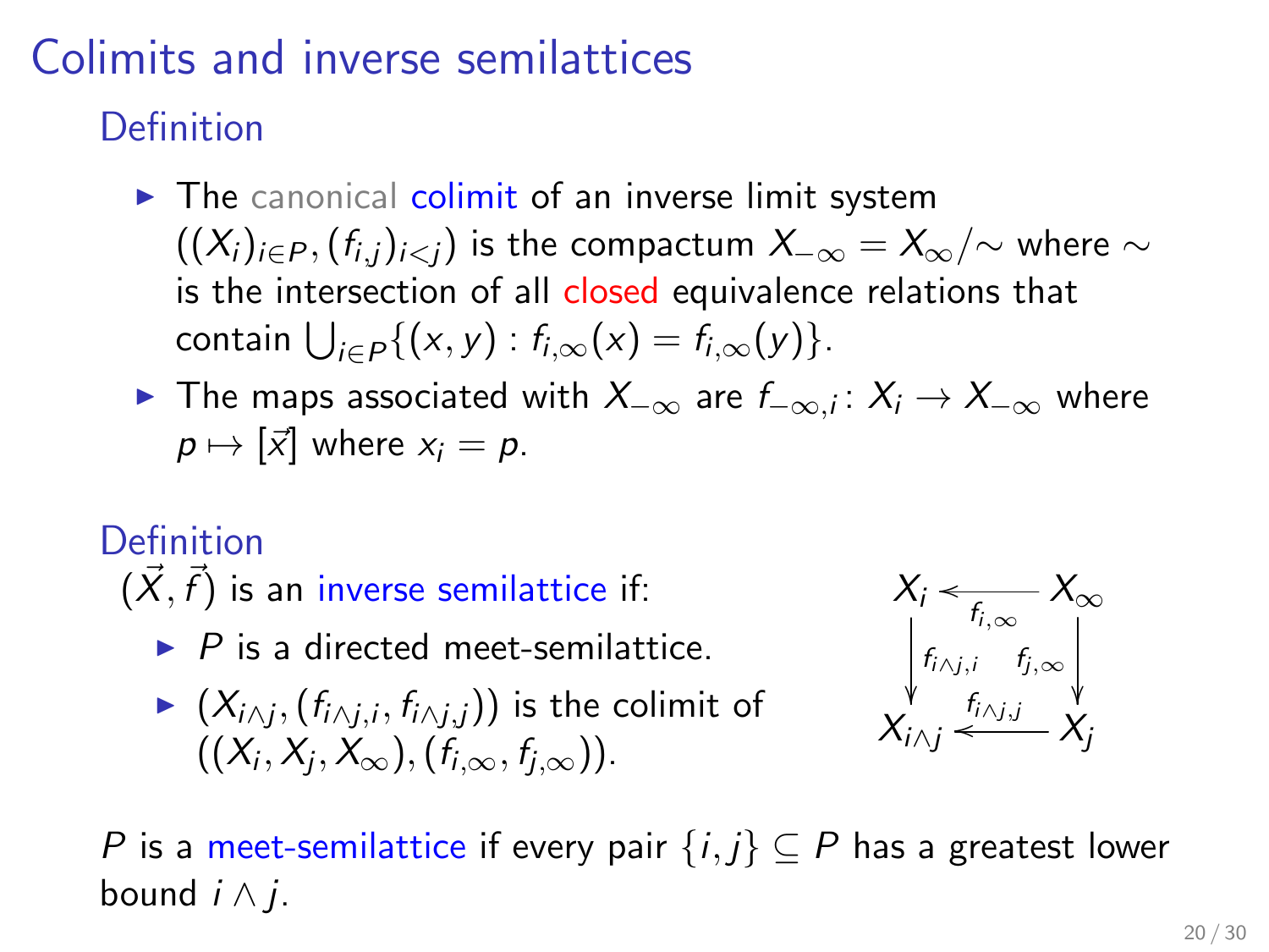# Colimits and inverse semilattices

## Definition

- The canonical colimit of an inverse limit system $((X_i)_{i \in P}, (f_{i,j})_{i<j})$ is the compactum $X_{-\infty} = X_\infty/{\sim}$ where $\sim$ is the intersection of all closed equivalence relations that contain $\bigcup_{i \in P}\{(x, y) : f_{i,\infty}(x) = f_{i,\infty}(y)\}$.
- The maps associated with $X_{-\infty}$ are $f_{-\infty,i} \colon X_i \to X_{-\infty}$ where $p \mapsto [\vec{x}]$ where $x_i = p$.

## Definition

$(\vec{X}, \vec{f})$ is an inverse semilattice if:

- $P$ is a directed meet-semilattice.
- $(X_{i \wedge j}, (f_{i \wedge j,i}, f_{i \wedge j,j}))$ is the colimit of $((X_i, X_j, X_\infty), (f_{i,\infty}, f_{j,\infty}))$.

$$
\begin{array}{ccc}
X_i & \xleftarrow{f_{i,\infty}} & X_\infty \\
\downarrow f_{i\wedge j,i} & & \downarrow f_{j,\infty} \\
X_{i\wedge j} & \xleftarrow{f_{i\wedge j,j}} & X_j
\end{array}
$$

$P$ is a meet-semilattice if every pair $\{i, j\} \subseteq P$ has a greatest lower bound $i \wedge j$.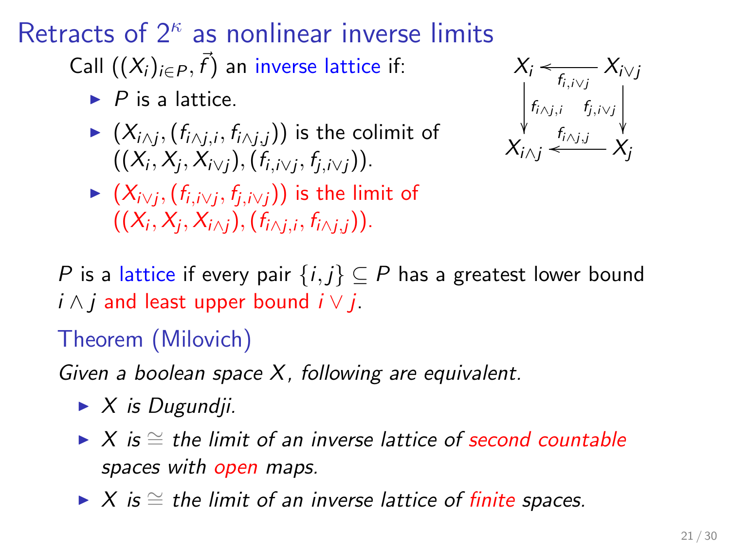# Retracts of $2^\kappa$ as nonlinear inverse limits

Call $((X_i)_{i\in P}, \vec{f})$ an inverse lattice if:

- $P$ is a lattice.
- $(X_{i\wedge j}, (f_{i\wedge j,i}, f_{i\wedge j,j}))$ is the colimit of $((X_i, X_j, X_{i\vee j}), (f_{i,i\vee j}, f_{j,i\vee j}))$.
- $(X_{i\vee j}, (f_{i,i\vee j}, f_{j,i\vee j}))$ is the limit of $((X_i, X_j, X_{i\wedge j}), (f_{i\wedge j,i}, f_{i\wedge j,j}))$.

$$
\begin{array}{ccc}
X_i & \xleftarrow{f_{i,i\vee j}} & X_{i\vee j} \\
\downarrow{\scriptstyle f_{i\wedge j,i}} & & \downarrow{\scriptstyle f_{j,i\vee j}} \\
X_{i\wedge j} & \xleftarrow{f_{i\wedge j,j}} & X_j
\end{array}
$$

$P$ is a lattice if every pair $\{i, j\} \subseteq P$ has a greatest lower bound $i \wedge j$ and least upper bound $i \vee j$.

## Theorem (Milovich)

*Given a boolean space $X$, following are equivalent.*

- *$X$ is Dugundji.*
- *$X$ is $\cong$ the limit of an inverse lattice of second countable spaces with open maps.*
- *$X$ is $\cong$ the limit of an inverse lattice of finite spaces.*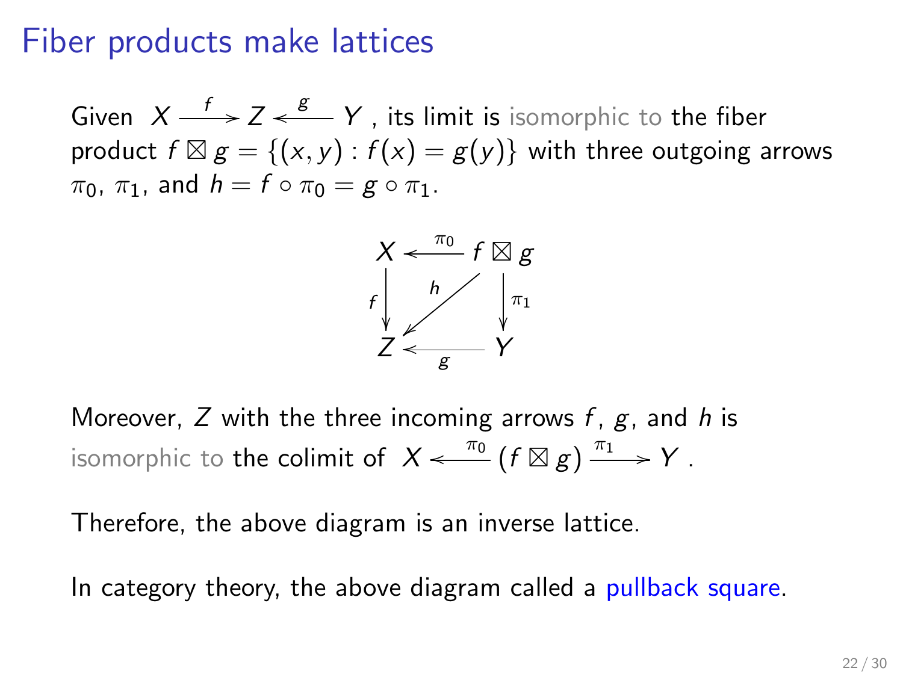# Fiber products make lattices

Given $X \xrightarrow{f} Z \xleftarrow{g} Y$, its limit is isomorphic to the fiber product $f \boxtimes g = \{(x, y) : f(x) = g(y)\}$ with three outgoing arrows $\pi_0$, $\pi_1$, and $h = f \circ \pi_0 = g \circ \pi_1$.

$$
\begin{array}{ccc}
X & \xleftarrow{\pi_0} & f \boxtimes g \\
{\scriptstyle f}\downarrow & \swarrow{\scriptstyle h} & \downarrow{\scriptstyle \pi_1} \\
Z & \xleftarrow[g]{} & Y
\end{array}
$$

Moreover, $Z$ with the three incoming arrows $f$, $g$, and $h$ is isomorphic to the colimit of $X \xleftarrow{\pi_0} (f \boxtimes g) \xrightarrow{\pi_1} Y$.

Therefore, the above diagram is an inverse lattice.

In category theory, the above diagram called a pullback square.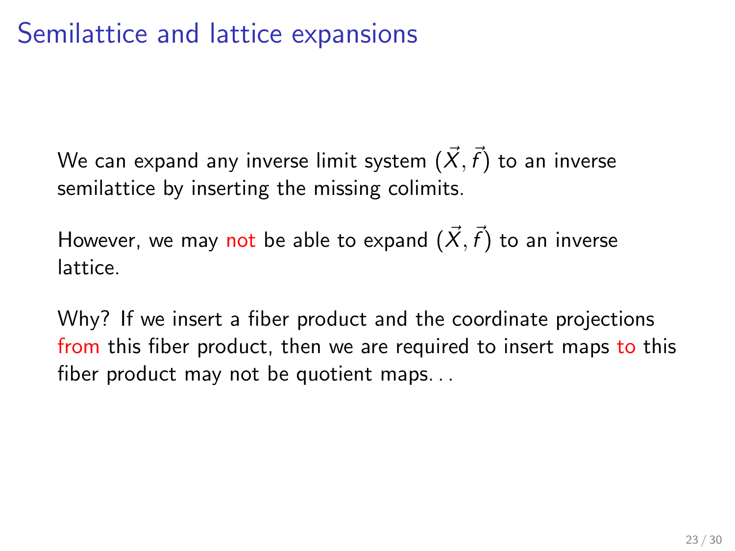# Semilattice and lattice expansions

We can expand any inverse limit system $(\vec{X}, \vec{f})$ to an inverse semilattice by inserting the missing colimits.

However, we may not be able to expand $(\vec{X}, \vec{f})$ to an inverse lattice.

Why? If we insert a fiber product and the coordinate projections from this fiber product, then we are required to insert maps to this fiber product may not be quotient maps. . .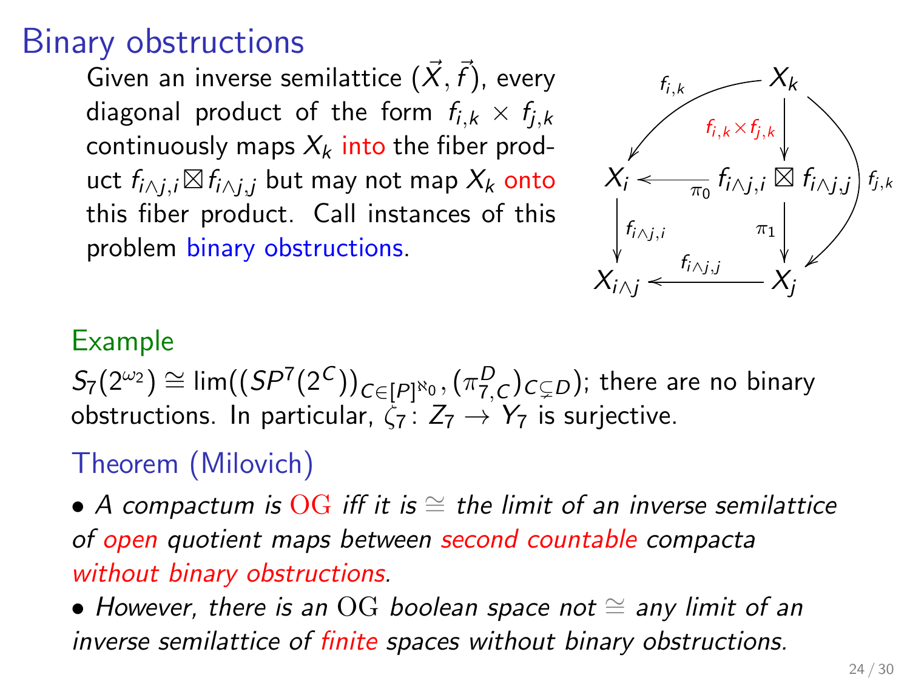# Binary obstructions

Given an inverse semilattice $(\vec{X}, \vec{f})$, every diagonal product of the form $f_{i,k} \times f_{j,k}$ continuously maps $X_k$ into the fiber product $f_{i\wedge j,i} \boxtimes f_{i\wedge j,j}$ but may not map $X_k$ onto this fiber product. Call instances of this problem binary obstructions.

$$
\begin{array}{ccc}
 & & X_k \\
 & & \downarrow {\scriptstyle f_{i,k} \times f_{j,k}} \\
X_i & \xleftarrow{\pi_0} & f_{i\wedge j,i} \boxtimes f_{i\wedge j,j} \\
\downarrow {\scriptstyle f_{i\wedge j,i}} & & \downarrow {\scriptstyle \pi_1} \\
X_{i\wedge j} & \xleftarrow{f_{i\wedge j,j}} & X_j
\end{array}
$$

(with $f_{i,k}\colon X_k \to X_i$ and $f_{j,k}\colon X_k \to X_j$)

### Example

$S_7(2^{\omega_2}) \cong \lim((SP^7(2^C))_{C\in[P]^{\aleph_0}}, (\pi^D_{7,C})_{C\subsetneq D})$; there are no binary obstructions. In particular, $\zeta_7 \colon Z_7 \to Y_7$ is surjective.

### Theorem (Milovich)

- *A compactum is* $\mathrm{OG}$ *iff it is* $\cong$ *the limit of an inverse semilattice of open quotient maps between second countable compacta without binary obstructions.*
- *However, there is an* $\mathrm{OG}$ *boolean space not* $\cong$ *any limit of an inverse semilattice of finite spaces without binary obstructions.*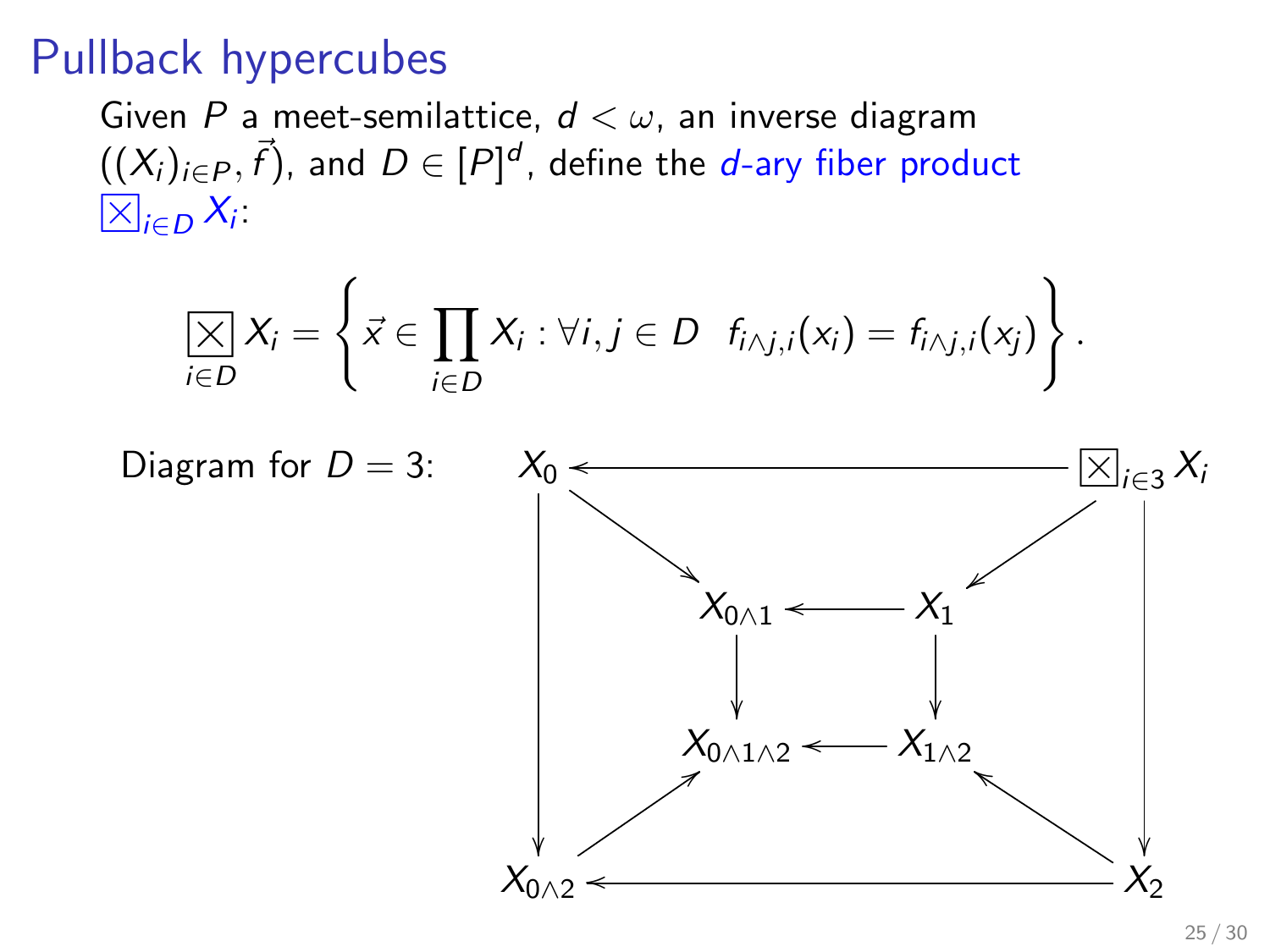# Pullback hypercubes

Given $P$ a meet-semilattice, $d < \omega$, an inverse diagram $((X_i)_{i \in P}, \vec{f})$, and $D \in [P]^d$, define the *$d$-ary fiber product* $\boxtimes_{i \in D} X_i$:

$$\boxtimes_{i \in D} X_i = \left\{ \vec{x} \in \prod_{i \in D} X_i : \forall i, j \in D \;\; f_{i \wedge j, i}(x_i) = f_{i \wedge j, i}(x_j) \right\}.$$

Diagram for $D = 3$:

$$
\begin{array}{ccccccc}
X_0 & & \longleftarrow & & & & \boxtimes_{i \in 3} X_i \\
\downarrow & \searrow & & & & \swarrow & \downarrow \\
 & & X_{0 \wedge 1} & \longleftarrow & X_1 & & \\
 & & \downarrow & & \downarrow & & \\
 & & X_{0 \wedge 1 \wedge 2} & \longleftarrow & X_{1 \wedge 2} & & \\
 & \nearrow & & & & \nwarrow & \\
X_{0 \wedge 2} & & \longleftarrow & & & & X_2
\end{array}
$$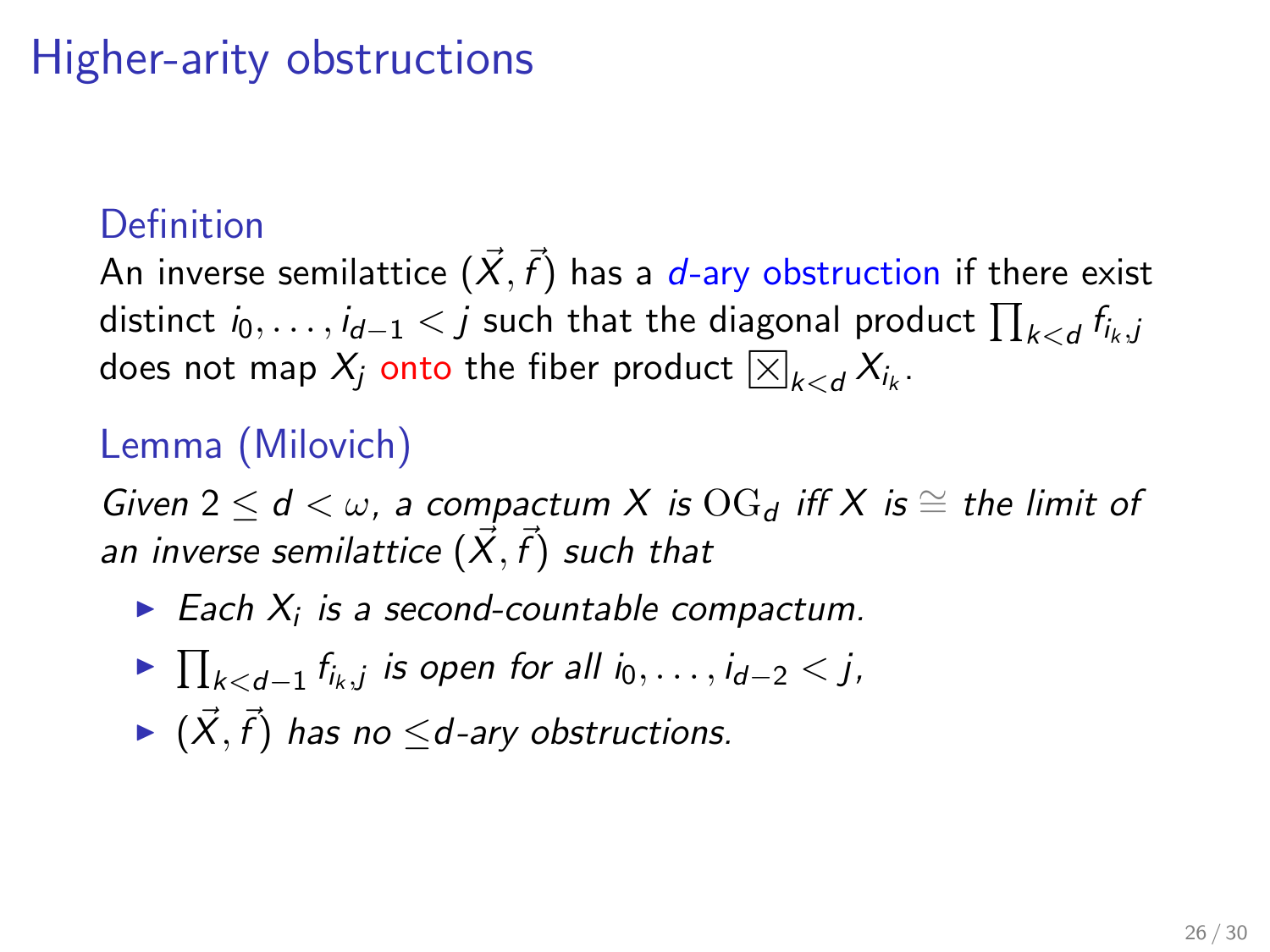# Higher-arity obstructions

**Definition**

An inverse semilattice $(\vec{X}, \vec{f})$ has a *$d$-ary obstruction* if there exist distinct $i_0, \ldots, i_{d-1} < j$ such that the diagonal product $\prod_{k<d} f_{i_k,j}$ does not map $X_j$ onto the fiber product $\boxtimes_{k<d} X_{i_k}$.

**Lemma (Milovich)**

*Given $2 \leq d < \omega$, a compactum $X$ is $\mathrm{OG}_d$ iff $X$ is $\cong$ the limit of an inverse semilattice $(\vec{X}, \vec{f})$ such that*

- *Each $X_i$ is a second-countable compactum.*
- *$\prod_{k<d-1} f_{i_k,j}$ is open for all $i_0, \ldots, i_{d-2} < j$,*
- *$(\vec{X}, \vec{f})$ has no $\leq$$d$-ary obstructions.*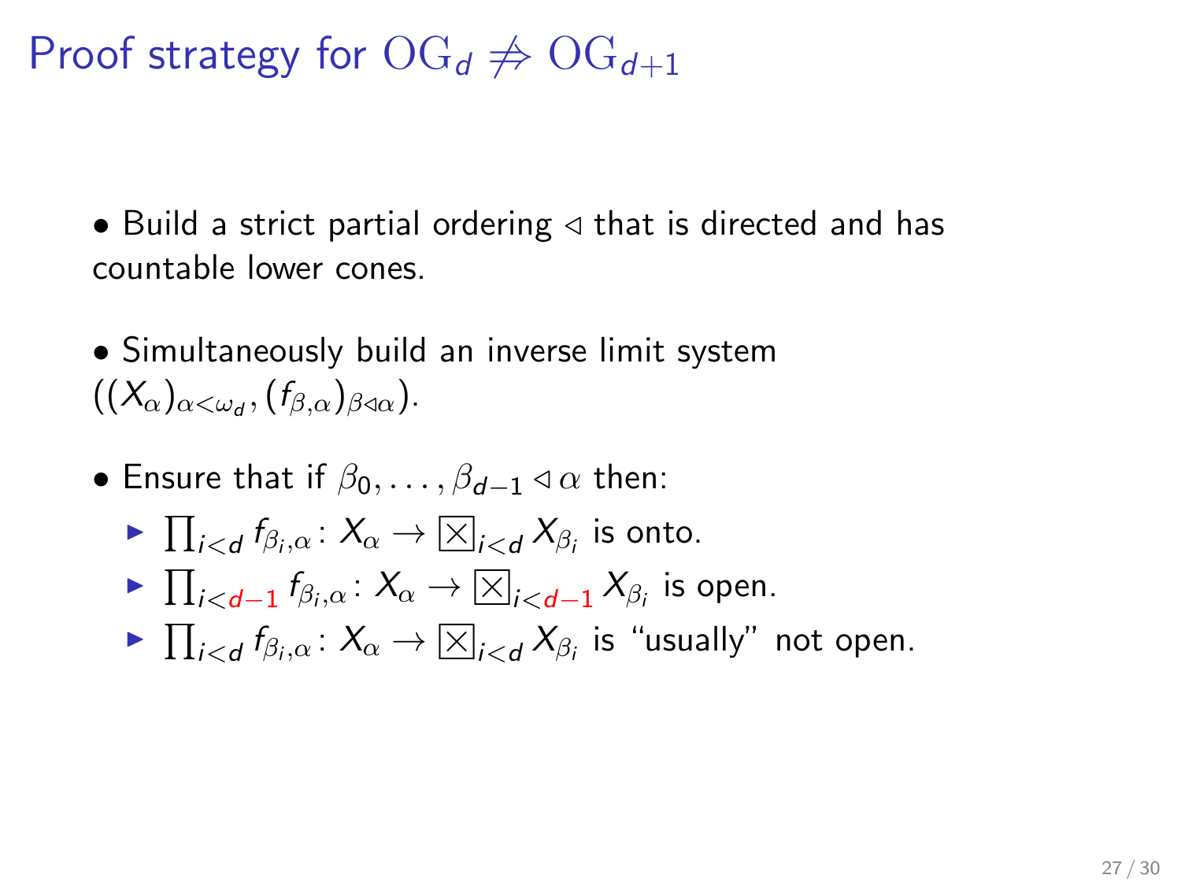# Proof strategy for $\mathrm{OG}_d \not\Rightarrow \mathrm{OG}_{d+1}$

- Build a strict partial ordering $\lhd$ that is directed and has countable lower cones.
- Simultaneously build an inverse limit system $((X_\alpha)_{\alpha<\omega_d}, (f_{\beta,\alpha})_{\beta\lhd\alpha})$.
- Ensure that if $\beta_0, \ldots, \beta_{d-1} \lhd \alpha$ then:
  - $\prod_{i<d} f_{\beta_i,\alpha} \colon X_\alpha \to \boxtimes_{i<d} X_{\beta_i}$ is onto.
  - $\prod_{i<d-1} f_{\beta_i,\alpha} \colon X_\alpha \to \boxtimes_{i<d-1} X_{\beta_i}$ is open.
  - $\prod_{i<d} f_{\beta_i,\alpha} \colon X_\alpha \to \boxtimes_{i<d} X_{\beta_i}$ is "usually" not open.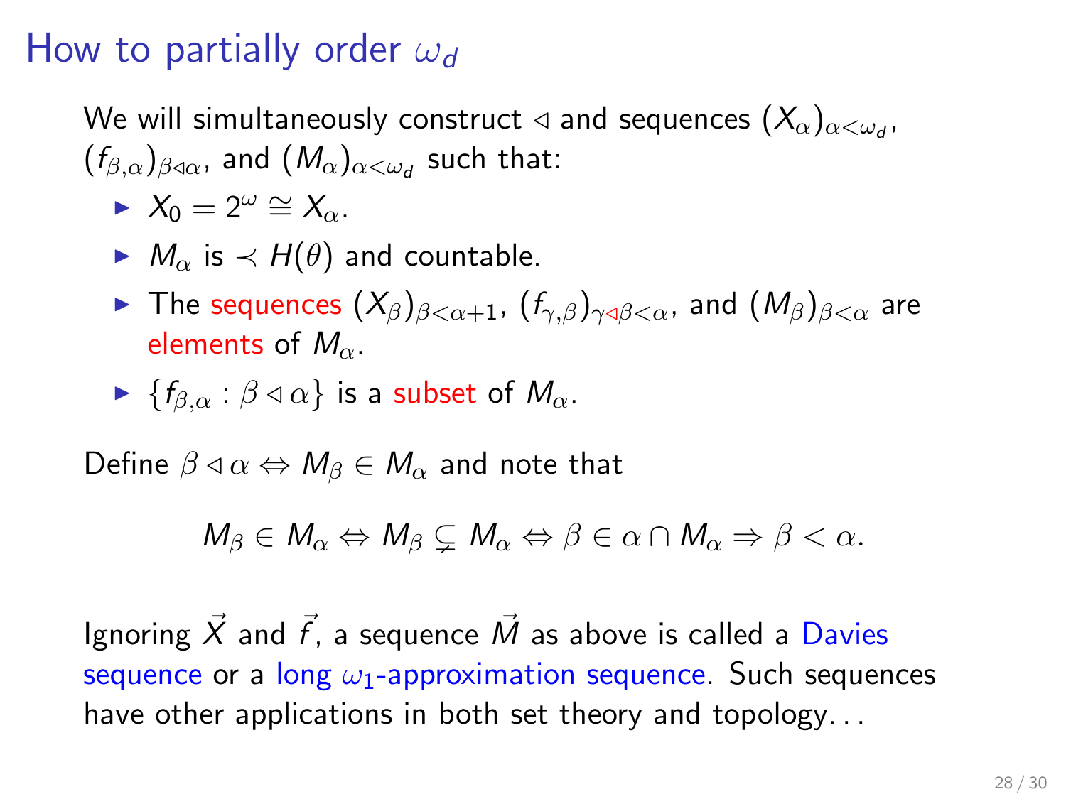# How to partially order $\omega_d$

We will simultaneously construct $\lhd$ and sequences $(X_\alpha)_{\alpha<\omega_d}$, $(f_{\beta,\alpha})_{\beta\lhd\alpha}$, and $(M_\alpha)_{\alpha<\omega_d}$ such that:

- $X_0 = 2^\omega \cong X_\alpha$.
- $M_\alpha$ is $\prec H(\theta)$ and countable.
- The sequences $(X_\beta)_{\beta<\alpha+1}$, $(f_{\gamma,\beta})_{\gamma\lhd\beta<\alpha}$, and $(M_\beta)_{\beta<\alpha}$ are elements of $M_\alpha$.
- $\{f_{\beta,\alpha} : \beta \lhd \alpha\}$ is a subset of $M_\alpha$.

Define $\beta \lhd \alpha \Leftrightarrow M_\beta \in M_\alpha$ and note that

$$M_\beta \in M_\alpha \Leftrightarrow M_\beta \subsetneq M_\alpha \Leftrightarrow \beta \in \alpha \cap M_\alpha \Rightarrow \beta < \alpha.$$

Ignoring $\vec{X}$ and $\vec{f}$, a sequence $\vec{M}$ as above is called a Davies sequence or a long $\omega_1$-approximation sequence. Such sequences have other applications in both set theory and topology...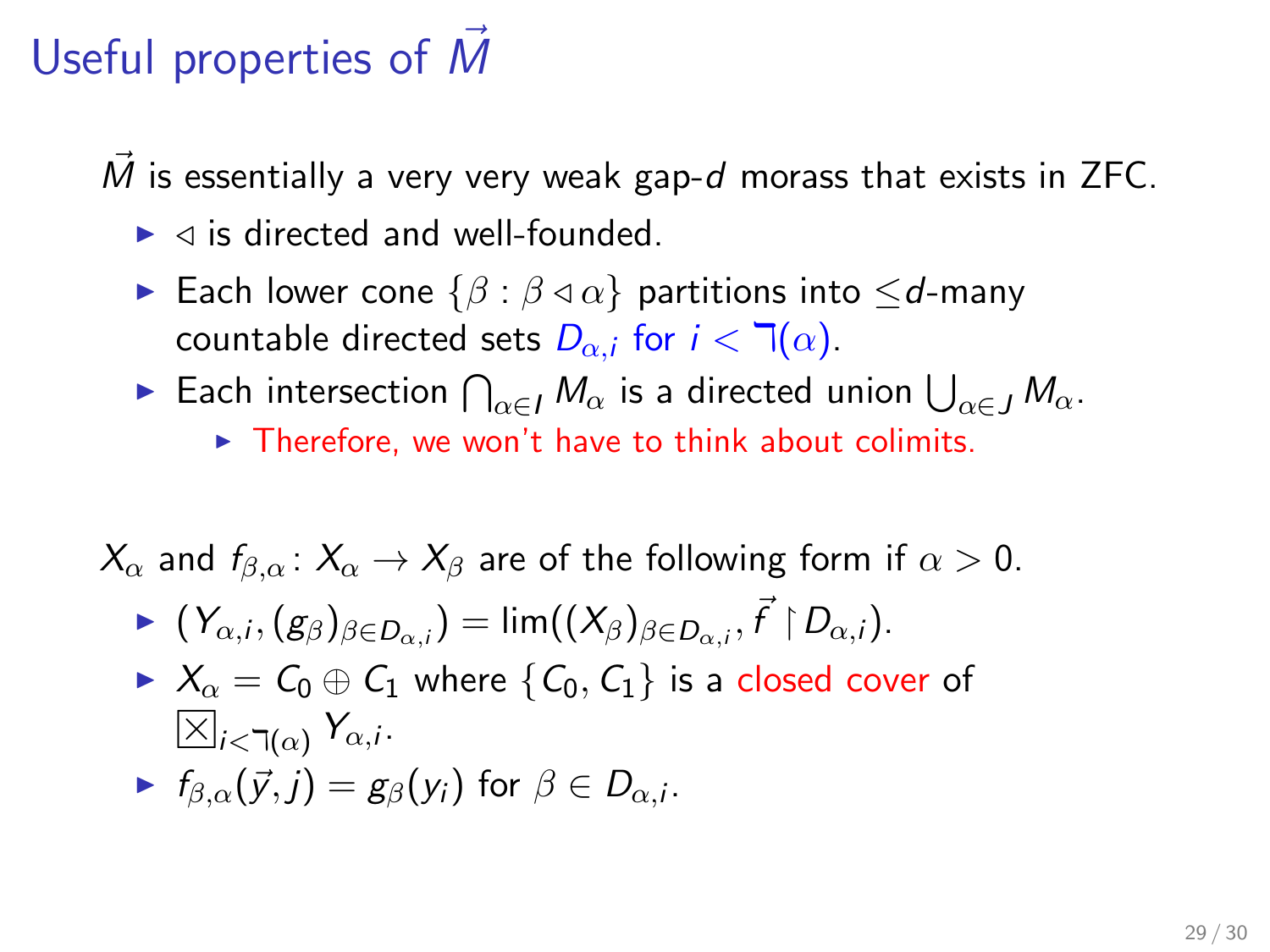# Useful properties of $\vec{M}$

$\vec{M}$ is essentially a very very weak gap-$d$ morass that exists in ZFC.

- $\triangleleft$ is directed and well-founded.
- Each lower cone $\{\beta : \beta \triangleleft \alpha\}$ partitions into $\leq d$-many countable directed sets $D_{\alpha,i}$ for $i < \daleth(\alpha)$.
- Each intersection $\bigcap_{\alpha \in I} M_\alpha$ is a directed union $\bigcup_{\alpha \in J} M_\alpha$.
  - Therefore, we won't have to think about colimits.

$X_\alpha$ and $f_{\beta,\alpha} \colon X_\alpha \to X_\beta$ are of the following form if $\alpha > 0$.

- $(Y_{\alpha,i}, (g_\beta)_{\beta \in D_{\alpha,i}}) = \lim((X_\beta)_{\beta \in D_{\alpha,i}}, \vec{f} \restriction D_{\alpha,i})$.
- $X_\alpha = C_0 \oplus C_1$ where $\{C_0, C_1\}$ is a closed cover of $\boxtimes_{i<\daleth(\alpha)} Y_{\alpha,i}$.
- $f_{\beta,\alpha}(\vec{y}, j) = g_\beta(y_i)$ for $\beta \in D_{\alpha,i}$.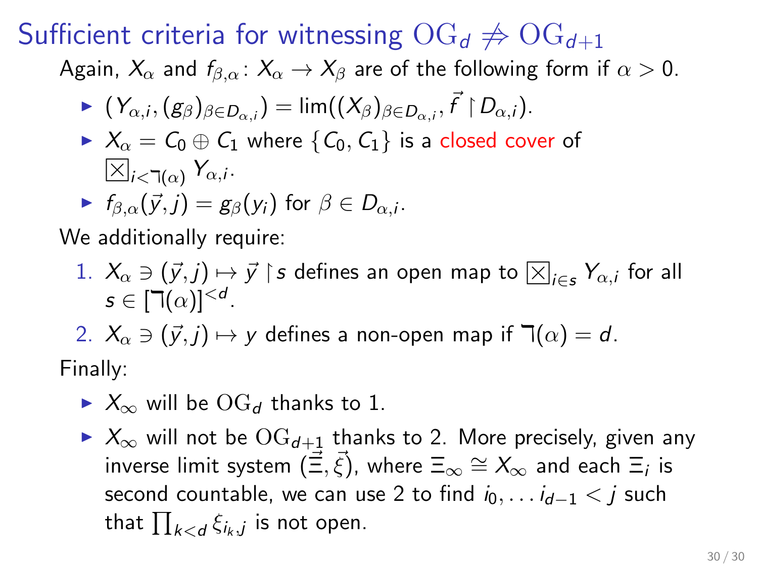# Sufficient criteria for witnessing $\mathrm{OG}_d \not\Rightarrow \mathrm{OG}_{d+1}$

Again, $X_\alpha$ and $f_{\beta,\alpha}\colon X_\alpha \to X_\beta$ are of the following form if $\alpha > 0$.

- $(Y_{\alpha,i}, (g_\beta)_{\beta \in D_{\alpha,i}}) = \lim((X_\beta)_{\beta \in D_{\alpha,i}}, \vec{f} \restriction D_{\alpha,i})$.
- $X_\alpha = C_0 \oplus C_1$ where $\{C_0, C_1\}$ is a closed cover of $\boxtimes_{i < \daleth(\alpha)} Y_{\alpha,i}$.
- $f_{\beta,\alpha}(\vec{y}, j) = g_\beta(y_i)$ for $\beta \in D_{\alpha,i}$.

We additionally require:

1. $X_\alpha \ni (\vec{y}, j) \mapsto \vec{y} \restriction s$ defines an open map to $\boxtimes_{i \in s} Y_{\alpha,i}$ for all $s \in [\daleth(\alpha)]^{<d}$.
2. $X_\alpha \ni (\vec{y}, j) \mapsto y$ defines a non-open map if $\daleth(\alpha) = d$.

Finally:

- $X_\infty$ will be $\mathrm{OG}_d$ thanks to 1.
- $X_\infty$ will not be $\mathrm{OG}_{d+1}$ thanks to 2. More precisely, given any inverse limit system $(\vec{\Xi}, \vec{\xi})$, where $\Xi_\infty \cong X_\infty$ and each $\Xi_i$ is second countable, we can use 2 to find $i_0, \dots i_{d-1} < j$ such that $\prod_{k<d} \xi_{i_k,j}$ is not open.